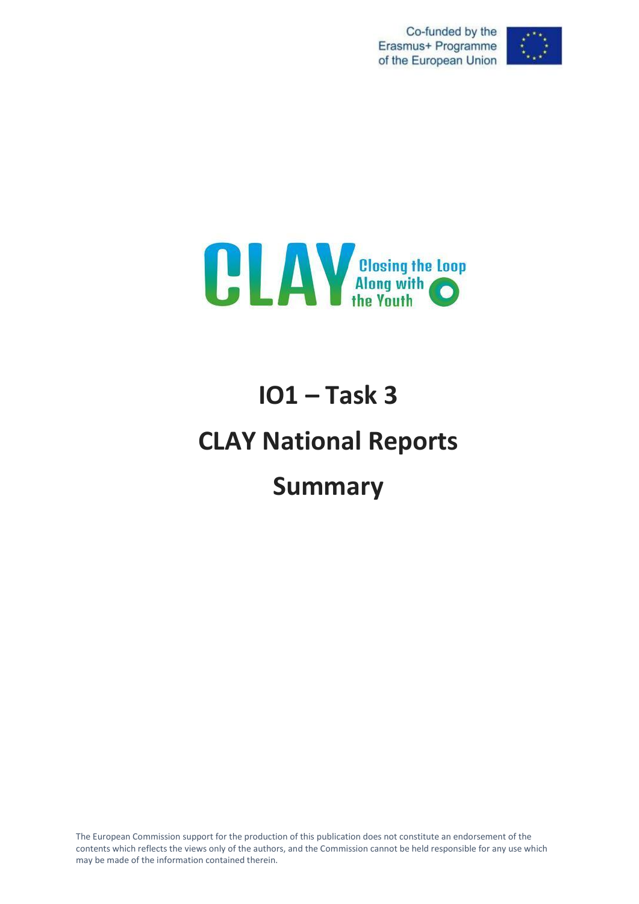Co-funded by the Erasmus+ Programme of the European Union

CLAY Closing the Loop Along with the Youth

# IO1 – Task 3

# CLAY National Reports

# Summary

The European Commission support for the production of this publication does not constitute an endorsement of the contents which reflects the views only of the authors, and the Commission cannot be held responsible for any use which may be made of the information contained therein.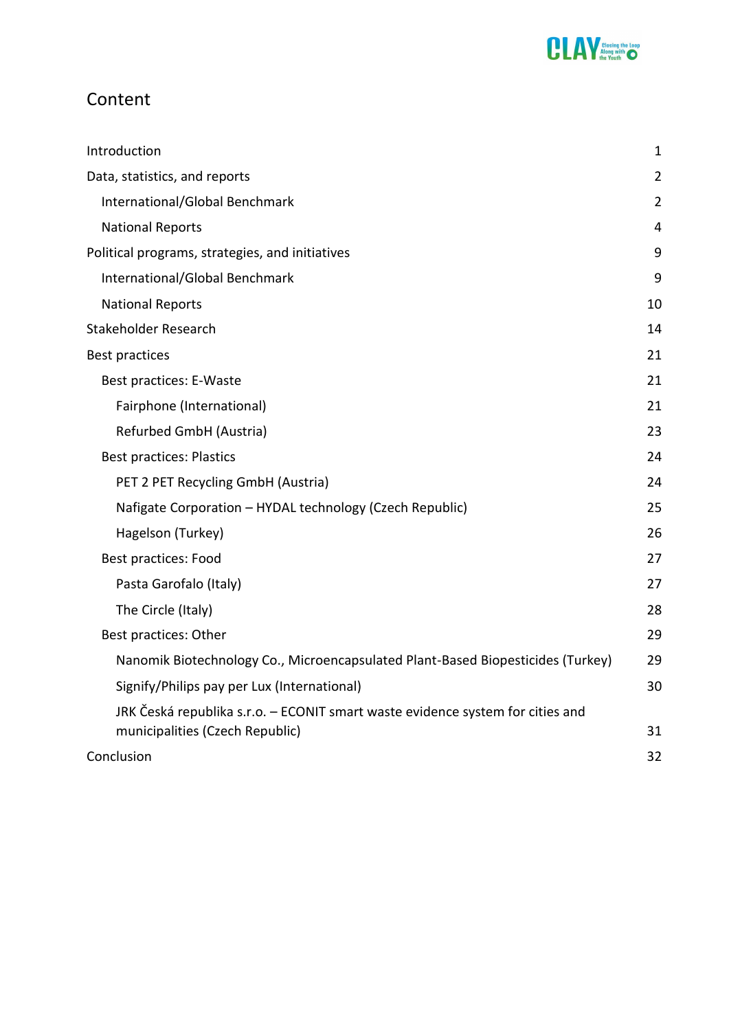# Content

| | |
|---|---|
| Introduction | 1 |
| Data, statistics, and reports | 2 |
| International/Global Benchmark | 2 |
| National Reports | 4 |
| Political programs, strategies, and initiatives | 9 |
| International/Global Benchmark | 9 |
| National Reports | 10 |
| Stakeholder Research | 14 |
| Best practices | 21 |
| Best practices: E-Waste | 21 |
| Fairphone (International) | 21 |
| Refurbed GmbH (Austria) | 23 |
| Best practices: Plastics | 24 |
| PET 2 PET Recycling GmbH (Austria) | 24 |
| Nafigate Corporation – HYDAL technology (Czech Republic) | 25 |
| Hagelson (Turkey) | 26 |
| Best practices: Food | 27 |
| Pasta Garofalo (Italy) | 27 |
| The Circle (Italy) | 28 |
| Best practices: Other | 29 |
| Nanomik Biotechnology Co., Microencapsulated Plant-Based Biopesticides (Turkey) | 29 |
| Signify/Philips pay per Lux (International) | 30 |
| JRK Česká republika s.r.o. – ECONIT smart waste evidence system for cities and municipalities (Czech Republic) | 31 |
| Conclusion | 32 |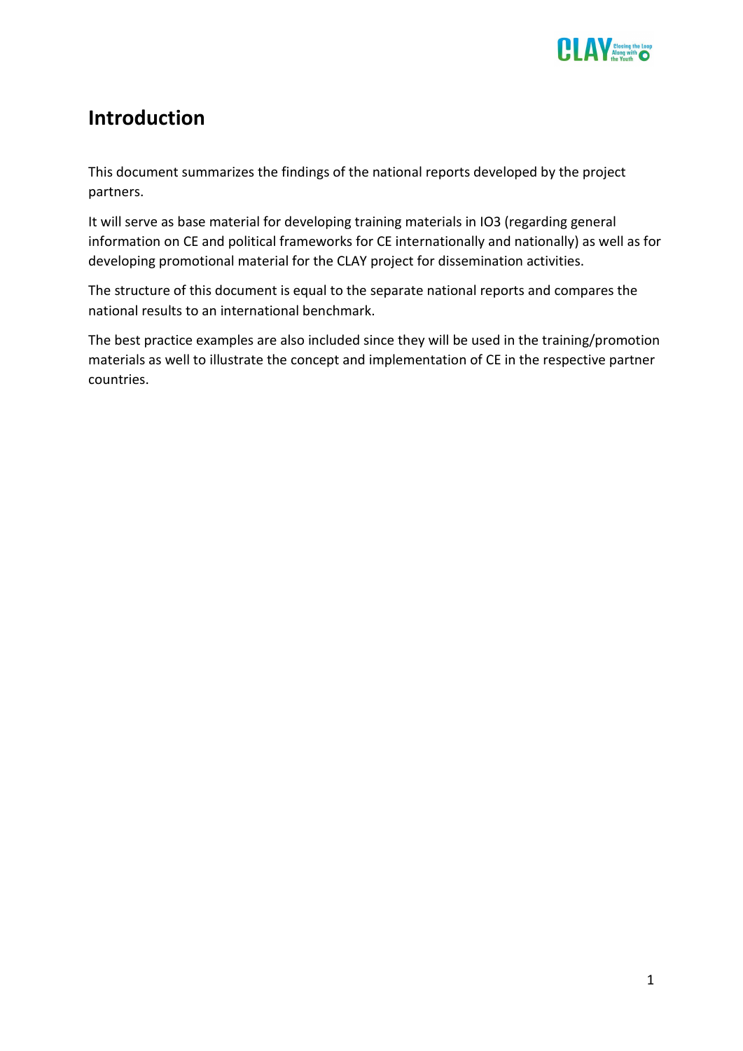# Introduction

This document summarizes the findings of the national reports developed by the project partners.

It will serve as base material for developing training materials in IO3 (regarding general information on CE and political frameworks for CE internationally and nationally) as well as for developing promotional material for the CLAY project for dissemination activities.

The structure of this document is equal to the separate national reports and compares the national results to an international benchmark.

The best practice examples are also included since they will be used in the training/promotion materials as well to illustrate the concept and implementation of CE in the respective partner countries.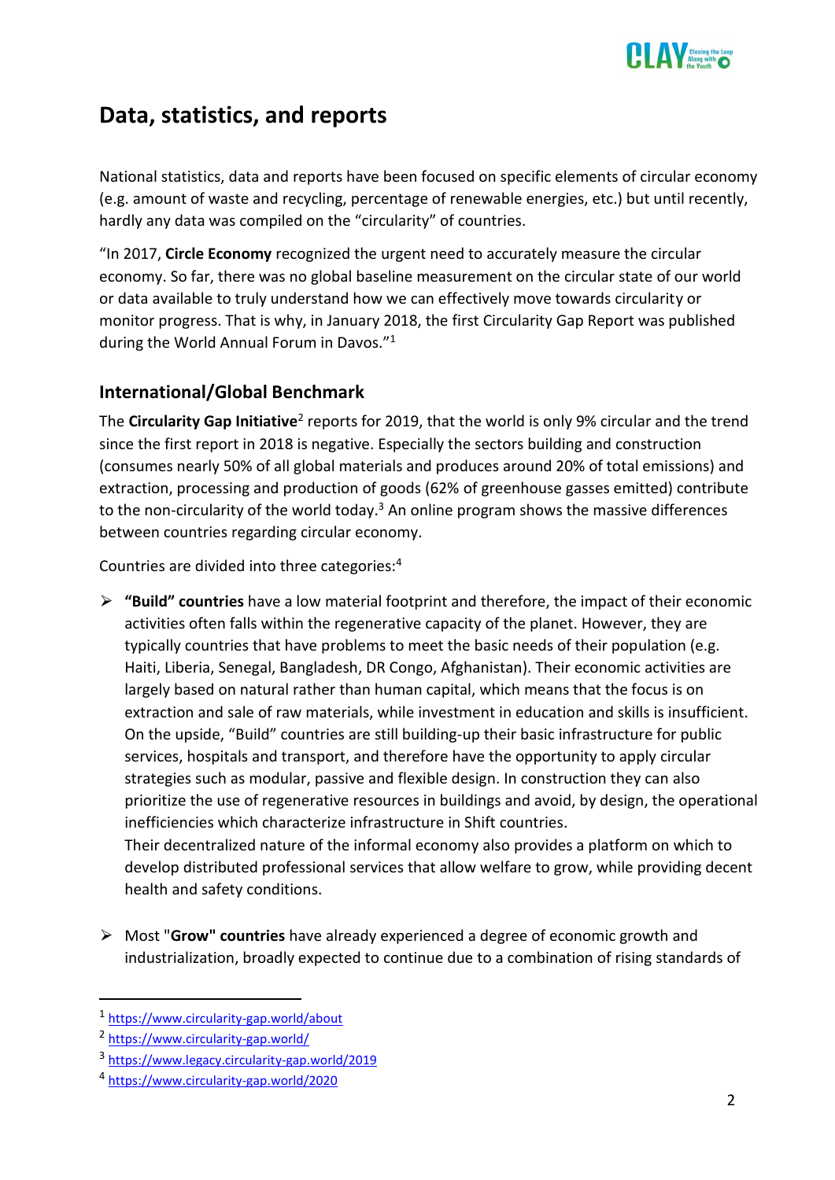## Data, statistics, and reports

National statistics, data and reports have been focused on specific elements of circular economy (e.g. amount of waste and recycling, percentage of renewable energies, etc.) but until recently, hardly any data was compiled on the "circularity" of countries.

"In 2017, **Circle Economy** recognized the urgent need to accurately measure the circular economy. So far, there was no global baseline measurement on the circular state of our world or data available to truly understand how we can effectively move towards circularity or monitor progress. That is why, in January 2018, the first Circularity Gap Report was published during the World Annual Forum in Davos."[1]

### International/Global Benchmark

The **Circularity Gap Initiative**[2] reports for 2019, that the world is only 9% circular and the trend since the first report in 2018 is negative. Especially the sectors building and construction (consumes nearly 50% of all global materials and produces around 20% of total emissions) and extraction, processing and production of goods (62% of greenhouse gasses emitted) contribute to the non-circularity of the world today.[3] An online program shows the massive differences between countries regarding circular economy.

Countries are divided into three categories:[4]

- **"Build" countries** have a low material footprint and therefore, the impact of their economic activities often falls within the regenerative capacity of the planet. However, they are typically countries that have problems to meet the basic needs of their population (e.g. Haiti, Liberia, Senegal, Bangladesh, DR Congo, Afghanistan). Their economic activities are largely based on natural rather than human capital, which means that the focus is on extraction and sale of raw materials, while investment in education and skills is insufficient. On the upside, "Build" countries are still building-up their basic infrastructure for public services, hospitals and transport, and therefore have the opportunity to apply circular strategies such as modular, passive and flexible design. In construction they can also prioritize the use of regenerative resources in buildings and avoid, by design, the operational inefficiencies which characterize infrastructure in Shift countries.
  Their decentralized nature of the informal economy also provides a platform on which to develop distributed professional services that allow welfare to grow, while providing decent health and safety conditions.

- Most "**Grow" countries** have already experienced a degree of economic growth and industrialization, broadly expected to continue due to a combination of rising standards of

---

[1] https://www.circularity-gap.world/about

[2] https://www.circularity-gap.world/

[3] https://www.legacy.circularity-gap.world/2019

[4] https://www.circularity-gap.world/2020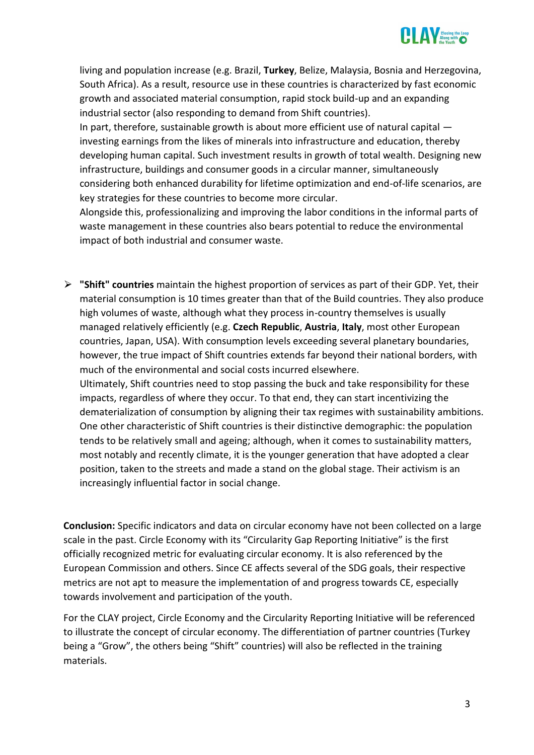living and population increase (e.g. Brazil, **Turkey**, Belize, Malaysia, Bosnia and Herzegovina, South Africa). As a result, resource use in these countries is characterized by fast economic growth and associated material consumption, rapid stock build-up and an expanding industrial sector (also responding to demand from Shift countries).
In part, therefore, sustainable growth is about more efficient use of natural capital — investing earnings from the likes of minerals into infrastructure and education, thereby developing human capital. Such investment results in growth of total wealth. Designing new infrastructure, buildings and consumer goods in a circular manner, simultaneously considering both enhanced durability for lifetime optimization and end-of-life scenarios, are key strategies for these countries to become more circular.
Alongside this, professionalizing and improving the labor conditions in the informal parts of waste management in these countries also bears potential to reduce the environmental impact of both industrial and consumer waste.

- **"Shift" countries** maintain the highest proportion of services as part of their GDP. Yet, their material consumption is 10 times greater than that of the Build countries. They also produce high volumes of waste, although what they process in-country themselves is usually managed relatively efficiently (e.g. **Czech Republic**, **Austria**, **Italy**, most other European countries, Japan, USA). With consumption levels exceeding several planetary boundaries, however, the true impact of Shift countries extends far beyond their national borders, with much of the environmental and social costs incurred elsewhere.
  Ultimately, Shift countries need to stop passing the buck and take responsibility for these impacts, regardless of where they occur. To that end, they can start incentivizing the dematerialization of consumption by aligning their tax regimes with sustainability ambitions. One other characteristic of Shift countries is their distinctive demographic: the population tends to be relatively small and ageing; although, when it comes to sustainability matters, most notably and recently climate, it is the younger generation that have adopted a clear position, taken to the streets and made a stand on the global stage. Their activism is an increasingly influential factor in social change.

**Conclusion:** Specific indicators and data on circular economy have not been collected on a large scale in the past. Circle Economy with its "Circularity Gap Reporting Initiative" is the first officially recognized metric for evaluating circular economy. It is also referenced by the European Commission and others. Since CE affects several of the SDG goals, their respective metrics are not apt to measure the implementation of and progress towards CE, especially towards involvement and participation of the youth.

For the CLAY project, Circle Economy and the Circularity Reporting Initiative will be referenced to illustrate the concept of circular economy. The differentiation of partner countries (Turkey being a "Grow", the others being "Shift" countries) will also be reflected in the training materials.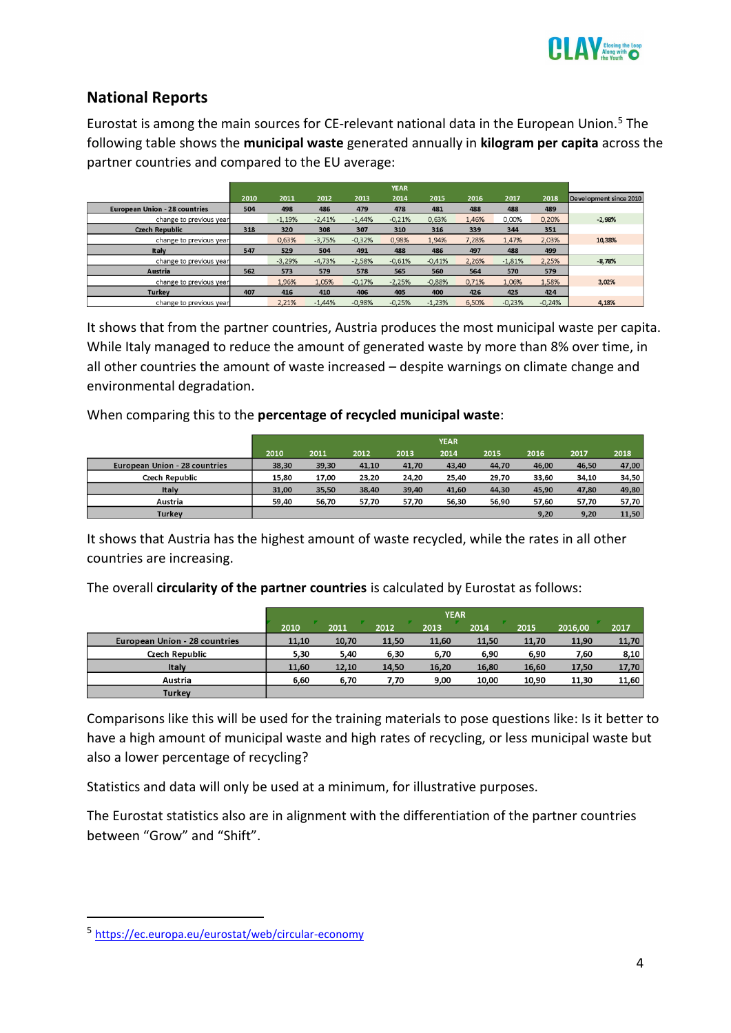## National Reports

Eurostat is among the main sources for CE-relevant national data in the European Union.[5] The following table shows the **municipal waste** generated annually in **kilogram per capita** across the partner countries and compared to the EU average:

| | YEAR | | | | | | | | | |
|---|---|---|---|---|---|---|---|---|---|---|
| | 2010 | 2011 | 2012 | 2013 | 2014 | 2015 | 2016 | 2017 | 2018 | Development since 2010 |
| **European Union - 28 countries** | 504 | 498 | 486 | 479 | 478 | 481 | 488 | 488 | 489 | |
| change to previous year | | -1,19% | -2,41% | -1,44% | -0,21% | 0,63% | 1,46% | 0,00% | 0,20% | -2,98% |
| **Czech Republic** | 318 | 320 | 308 | 307 | 310 | 316 | 339 | 344 | 351 | |
| change to previous year | | 0,63% | -3,75% | -0,32% | 0,98% | 1,94% | 7,28% | 1,47% | 2,03% | 10,38% |
| **Italy** | 547 | 529 | 504 | 491 | 488 | 486 | 497 | 488 | 499 | |
| change to previous year | | -3,29% | -4,73% | -2,58% | -0,61% | -0,41% | 2,26% | -1,81% | 2,25% | -8,78% |
| **Austria** | 562 | 573 | 579 | 578 | 565 | 560 | 564 | 570 | 579 | |
| change to previous year | | 1,96% | 1,05% | -0,17% | -2,25% | -0,88% | 0,71% | 1,06% | 1,58% | 3,02% |
| **Turkey** | 407 | 416 | 410 | 406 | 405 | 400 | 426 | 425 | 424 | |
| change to previous year | | 2,21% | -1,44% | -0,98% | -0,25% | -1,23% | 6,50% | -0,23% | -0,24% | 4,18% |

It shows that from the partner countries, Austria produces the most municipal waste per capita. While Italy managed to reduce the amount of generated waste by more than 8% over time, in all other countries the amount of waste increased – despite warnings on climate change and environmental degradation.

When comparing this to the **percentage of recycled municipal waste**:

| | YEAR | | | | | | | | |
|---|---|---|---|---|---|---|---|---|---|
| | 2010 | 2011 | 2012 | 2013 | 2014 | 2015 | 2016 | 2017 | 2018 |
| **European Union - 28 countries** | 38,30 | 39,30 | 41,10 | 41,70 | 43,40 | 44,70 | 46,00 | 46,50 | 47,00 |
| **Czech Republic** | 15,80 | 17,00 | 23,20 | 24,20 | 25,40 | 29,70 | 33,60 | 34,10 | 34,50 |
| **Italy** | 31,00 | 35,50 | 38,40 | 39,40 | 41,60 | 44,30 | 45,90 | 47,80 | 49,80 |
| **Austria** | 59,40 | 56,70 | 57,70 | 57,70 | 56,30 | 56,90 | 57,60 | 57,70 | 57,70 |
| **Turkey** | | | | | | | 9,20 | 9,20 | 11,50 |

It shows that Austria has the highest amount of waste recycled, while the rates in all other countries are increasing.

The overall **circularity of the partner countries** is calculated by Eurostat as follows:

| | YEAR | | | | | | | |
|---|---|---|---|---|---|---|---|---|
| | 2010 | 2011 | 2012 | 2013 | 2014 | 2015 | 2016,00 | 2017 |
| **European Union - 28 countries** | 11,10 | 10,70 | 11,50 | 11,60 | 11,50 | 11,70 | 11,90 | 11,70 |
| **Czech Republic** | 5,30 | 5,40 | 6,30 | 6,70 | 6,90 | 6,90 | 7,60 | 8,10 |
| **Italy** | 11,60 | 12,10 | 14,50 | 16,20 | 16,80 | 16,60 | 17,50 | 17,70 |
| **Austria** | 6,60 | 6,70 | 7,70 | 9,00 | 10,00 | 10,90 | 11,30 | 11,60 |
| **Turkey** | | | | | | | | |

Comparisons like this will be used for the training materials to pose questions like: Is it better to have a high amount of municipal waste and high rates of recycling, or less municipal waste but also a lower percentage of recycling?

Statistics and data will only be used at a minimum, for illustrative purposes.

The Eurostat statistics also are in alignment with the differentiation of the partner countries between "Grow" and "Shift".

[5] https://ec.europa.eu/eurostat/web/circular-economy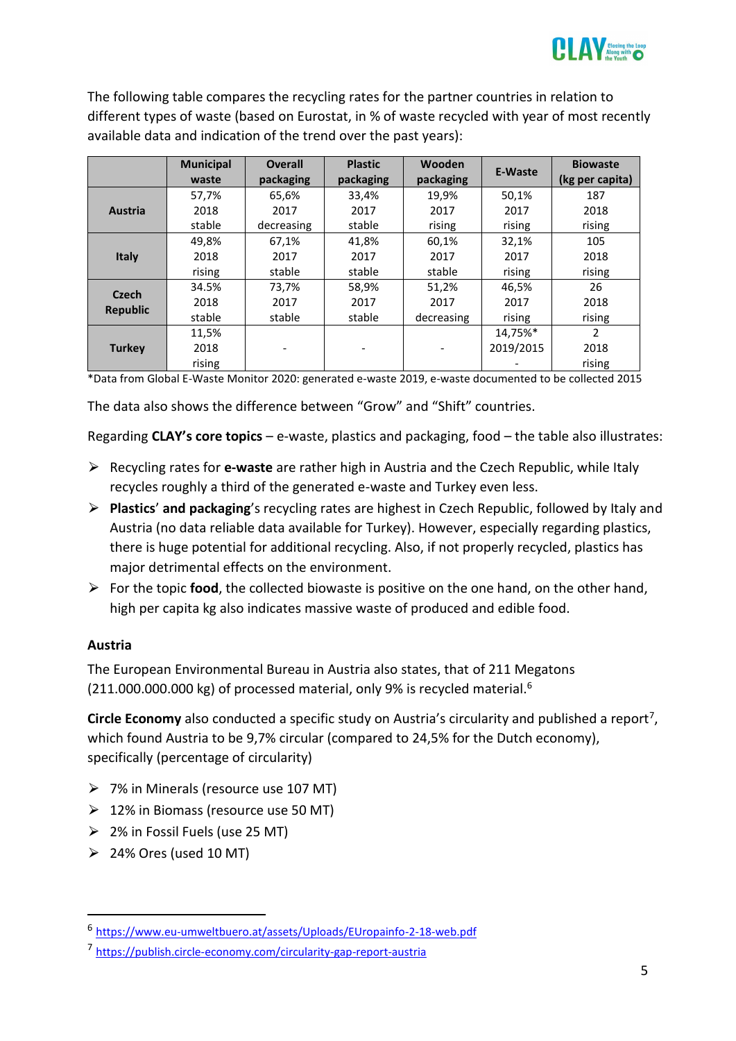The following table compares the recycling rates for the partner countries in relation to different types of waste (based on Eurostat, in % of waste recycled with year of most recently available data and indication of the trend over the past years):

| | Municipal waste | Overall packaging | Plastic packaging | Wooden packaging | E-Waste | Biowaste (kg per capita) |
|---|---|---|---|---|---|---|
| **Austria** | 57,7% 2018 stable | 65,6% 2017 decreasing | 33,4% 2017 stable | 19,9% 2017 rising | 50,1% 2017 rising | 187 2018 rising |
| **Italy** | 49,8% 2018 rising | 67,1% 2017 stable | 41,8% 2017 stable | 60,1% 2017 stable | 32,1% 2017 rising | 105 2018 rising |
| **Czech Republic** | 34.5% 2018 stable | 73,7% 2017 stable | 58,9% 2017 stable | 51,2% 2017 decreasing | 46,5% 2017 rising | 26 2018 rising |
| **Turkey** | 11,5% 2018 rising | - | - | - | 14,75%* 2019/2015 - | 2 2018 rising |

*Data from Global E-Waste Monitor 2020: generated e-waste 2019, e-waste documented to be collected 2015

The data also shows the difference between "Grow" and "Shift" countries.

Regarding **CLAY's core topics** – e-waste, plastics and packaging, food – the table also illustrates:

- Recycling rates for **e-waste** are rather high in Austria and the Czech Republic, while Italy recycles roughly a third of the generated e-waste and Turkey even less.
- **Plastics**' **and packaging**'s recycling rates are highest in Czech Republic, followed by Italy and Austria (no data reliable data available for Turkey). However, especially regarding plastics, there is huge potential for additional recycling. Also, if not properly recycled, plastics has major detrimental effects on the environment.
- For the topic **food**, the collected biowaste is positive on the one hand, on the other hand, high per capita kg also indicates massive waste of produced and edible food.

**Austria**

The European Environmental Bureau in Austria also states, that of 211 Megatons (211.000.000.000 kg) of processed material, only 9% is recycled material.[6]

**Circle Economy** also conducted a specific study on Austria's circularity and published a report[7], which found Austria to be 9,7% circular (compared to 24,5% for the Dutch economy), specifically (percentage of circularity)

- 7% in Minerals (resource use 107 MT)
- 12% in Biomass (resource use 50 MT)
- 2% in Fossil Fuels (use 25 MT)
- 24% Ores (used 10 MT)

[6] https://www.eu-umweltbuero.at/assets/Uploads/EUropainfo-2-18-web.pdf

[7] https://publish.circle-economy.com/circularity-gap-report-austria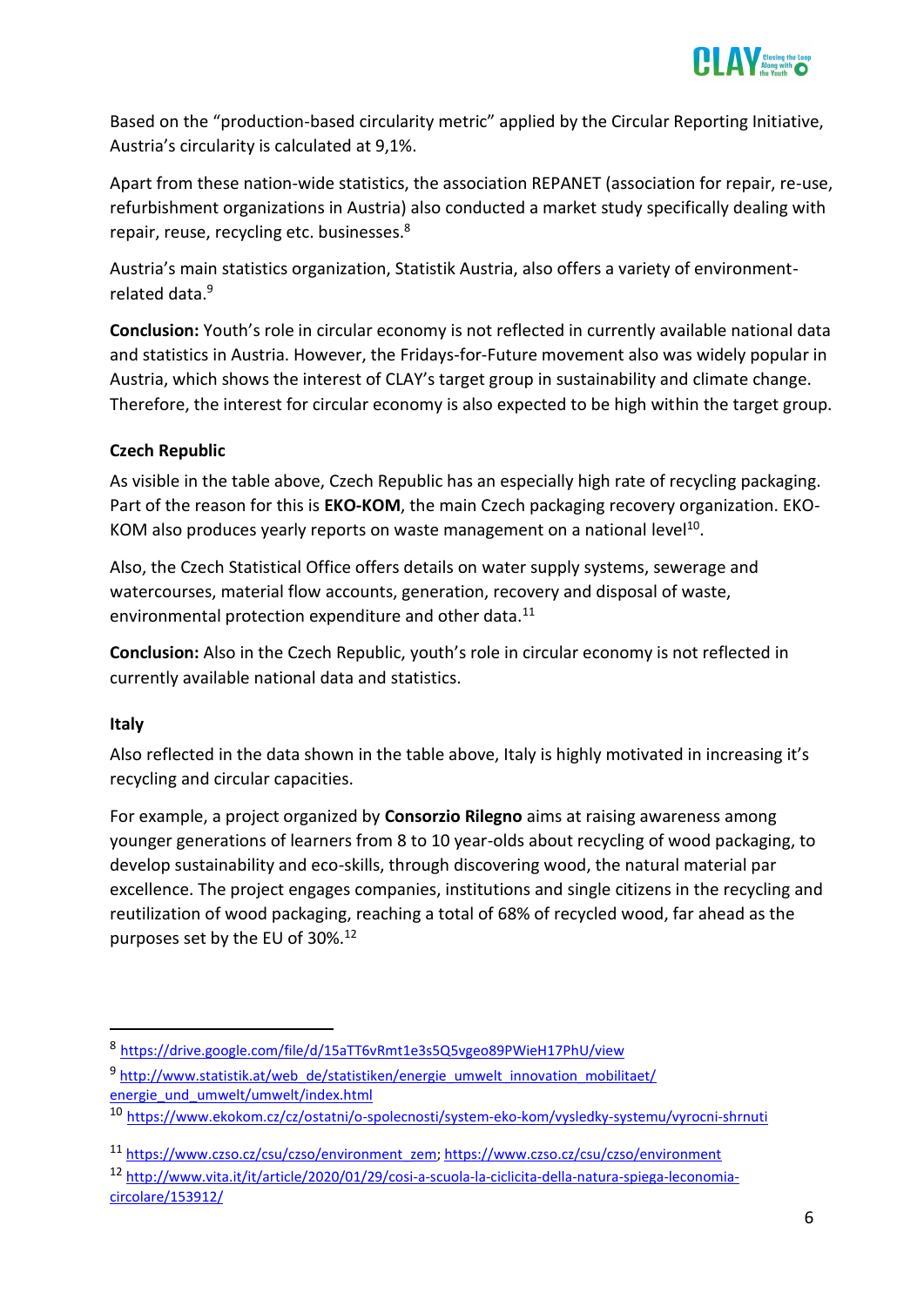Based on the "production-based circularity metric" applied by the Circular Reporting Initiative, Austria's circularity is calculated at 9,1%.

Apart from these nation-wide statistics, the association REPANET (association for repair, re-use, refurbishment organizations in Austria) also conducted a market study specifically dealing with repair, reuse, recycling etc. businesses.[8]

Austria's main statistics organization, Statistik Austria, also offers a variety of environment-related data.[9]

**Conclusion:** Youth's role in circular economy is not reflected in currently available national data and statistics in Austria. However, the Fridays-for-Future movement also was widely popular in Austria, which shows the interest of CLAY's target group in sustainability and climate change. Therefore, the interest for circular economy is also expected to be high within the target group.

**Czech Republic**

As visible in the table above, Czech Republic has an especially high rate of recycling packaging. Part of the reason for this is **EKO-KOM**, the main Czech packaging recovery organization. EKO-KOM also produces yearly reports on waste management on a national level[10].

Also, the Czech Statistical Office offers details on water supply systems, sewerage and watercourses, material flow accounts, generation, recovery and disposal of waste, environmental protection expenditure and other data.[11]

**Conclusion:** Also in the Czech Republic, youth's role in circular economy is not reflected in currently available national data and statistics.

**Italy**

Also reflected in the data shown in the table above, Italy is highly motivated in increasing it's recycling and circular capacities.

For example, a project organized by **Consorzio Rilegno** aims at raising awareness among younger generations of learners from 8 to 10 year-olds about recycling of wood packaging, to develop sustainability and eco-skills, through discovering wood, the natural material par excellence. The project engages companies, institutions and single citizens in the recycling and reutilization of wood packaging, reaching a total of 68% of recycled wood, far ahead as the purposes set by the EU of 30%.[12]

---

[8] https://drive.google.com/file/d/15aTT6vRmt1e3s5Q5vgeo89PWieH17PhU/view

[9] http://www.statistik.at/web_de/statistiken/energie_umwelt_innovation_mobilitaet/energie_und_umwelt/umwelt/index.html

[10] https://www.ekokom.cz/cz/ostatni/o-spolecnosti/system-eko-kom/vysledky-systemu/vyrocni-shrnuti

[11] https://www.czso.cz/csu/czso/environment_zem; https://www.czso.cz/csu/czso/environment

[12] http://www.vita.it/it/article/2020/01/29/cosi-a-scuola-la-ciclicita-della-natura-spiega-leconomia-circolare/153912/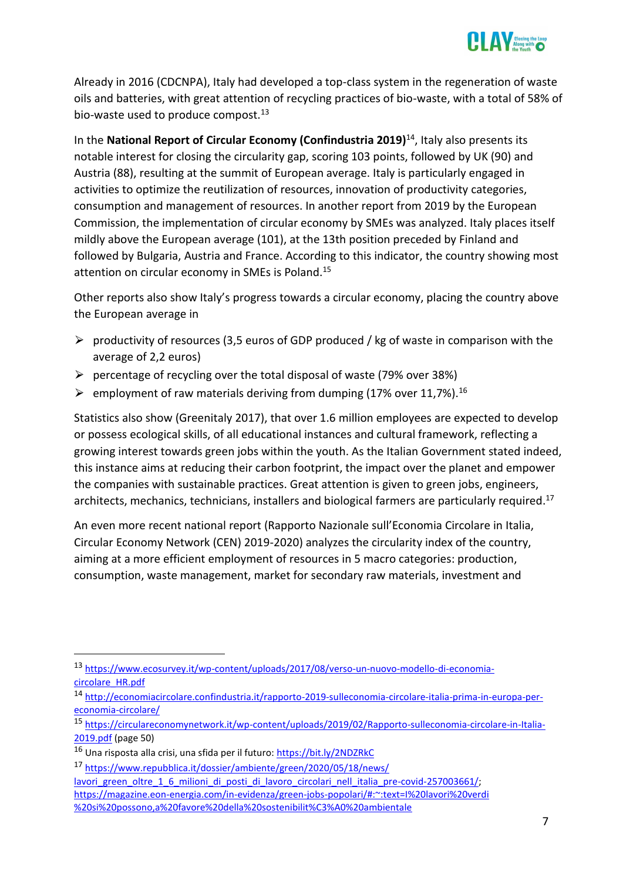Already in 2016 (CDCNPA), Italy had developed a top-class system in the regeneration of waste oils and batteries, with great attention of recycling practices of bio-waste, with a total of 58% of bio-waste used to produce compost.[13]

In the **National Report of Circular Economy (Confindustria 2019)**[14], Italy also presents its notable interest for closing the circularity gap, scoring 103 points, followed by UK (90) and Austria (88), resulting at the summit of European average. Italy is particularly engaged in activities to optimize the reutilization of resources, innovation of productivity categories, consumption and management of resources. In another report from 2019 by the European Commission, the implementation of circular economy by SMEs was analyzed. Italy places itself mildly above the European average (101), at the 13th position preceded by Finland and followed by Bulgaria, Austria and France. According to this indicator, the country showing most attention on circular economy in SMEs is Poland.[15]

Other reports also show Italy's progress towards a circular economy, placing the country above the European average in

- productivity of resources (3,5 euros of GDP produced / kg of waste in comparison with the average of 2,2 euros)
- percentage of recycling over the total disposal of waste (79% over 38%)
- employment of raw materials deriving from dumping (17% over 11,7%).[16]

Statistics also show (Greenitaly 2017), that over 1.6 million employees are expected to develop or possess ecological skills, of all educational instances and cultural framework, reflecting a growing interest towards green jobs within the youth. As the Italian Government stated indeed, this instance aims at reducing their carbon footprint, the impact over the planet and empower the companies with sustainable practices. Great attention is given to green jobs, engineers, architects, mechanics, technicians, installers and biological farmers are particularly required.[17]

An even more recent national report (Rapporto Nazionale sull'Economia Circolare in Italia, Circular Economy Network (CEN) 2019-2020) analyzes the circularity index of the country, aiming at a more efficient employment of resources in 5 macro categories: production, consumption, waste management, market for secondary raw materials, investment and

---

[13] https://www.ecosurvey.it/wp-content/uploads/2017/08/verso-un-nuovo-modello-di-economia-circolare_HR.pdf

[14] http://economiacircolare.confindustria.it/rapporto-2019-sulleconomia-circolare-italia-prima-in-europa-per-economia-circolare/

[15] https://circulareconomynetwork.it/wp-content/uploads/2019/02/Rapporto-sulleconomia-circolare-in-Italia-2019.pdf (page 50)

[16] Una risposta alla crisi, una sfida per il futuro: https://bit.ly/2NDZRkC

[17] https://www.repubblica.it/dossier/ambiente/green/2020/05/18/news/lavori_green_oltre_1_6_milioni_di_posti_di_lavoro_circolari_nell_italia_pre-covid-257003661/; https://magazine.eon-energia.com/in-evidenza/green-jobs-popolari/#:~:text=I%20lavori%20verdi%20si%20possono,a%20favore%20della%20sostenibilit%C3%A0%20ambientale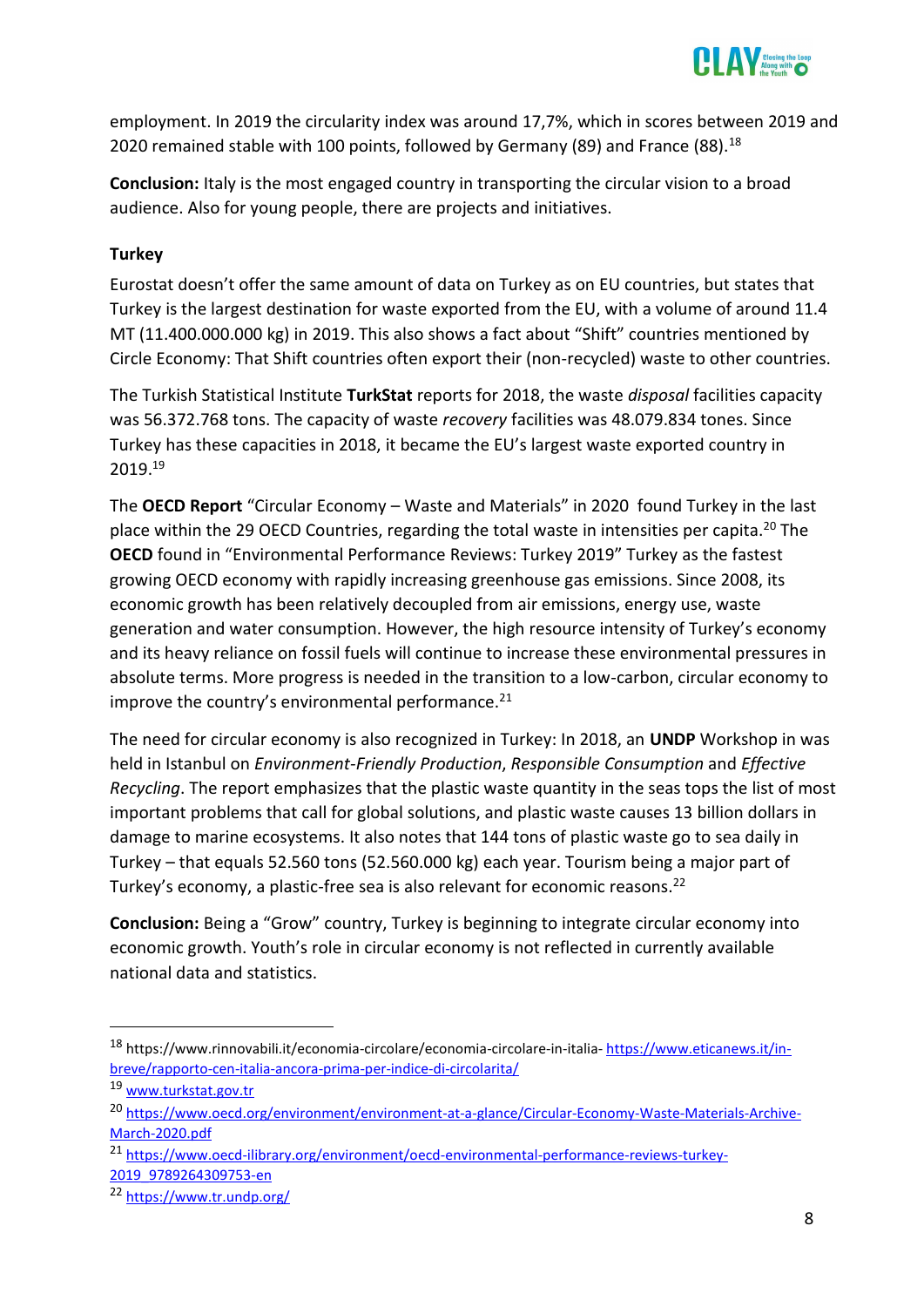employment. In 2019 the circularity index was around 17,7%, which in scores between 2019 and 2020 remained stable with 100 points, followed by Germany (89) and France (88).[18]

**Conclusion:** Italy is the most engaged country in transporting the circular vision to a broad audience. Also for young people, there are projects and initiatives.

**Turkey**

Eurostat doesn't offer the same amount of data on Turkey as on EU countries, but states that Turkey is the largest destination for waste exported from the EU, with a volume of around 11.4 MT (11.400.000.000 kg) in 2019. This also shows a fact about "Shift" countries mentioned by Circle Economy: That Shift countries often export their (non-recycled) waste to other countries.

The Turkish Statistical Institute **TurkStat** reports for 2018, the waste *disposal* facilities capacity was 56.372.768 tons. The capacity of waste *recovery* facilities was 48.079.834 tones. Since Turkey has these capacities in 2018, it became the EU's largest waste exported country in 2019.[19]

The **OECD Report** "Circular Economy – Waste and Materials" in 2020 found Turkey in the last place within the 29 OECD Countries, regarding the total waste in intensities per capita.[20] The **OECD** found in "Environmental Performance Reviews: Turkey 2019" Turkey as the fastest growing OECD economy with rapidly increasing greenhouse gas emissions. Since 2008, its economic growth has been relatively decoupled from air emissions, energy use, waste generation and water consumption. However, the high resource intensity of Turkey's economy and its heavy reliance on fossil fuels will continue to increase these environmental pressures in absolute terms. More progress is needed in the transition to a low-carbon, circular economy to improve the country's environmental performance.[21]

The need for circular economy is also recognized in Turkey: In 2018, an **UNDP** Workshop in was held in Istanbul on *Environment-Friendly Production*, *Responsible Consumption* and *Effective Recycling*. The report emphasizes that the plastic waste quantity in the seas tops the list of most important problems that call for global solutions, and plastic waste causes 13 billion dollars in damage to marine ecosystems. It also notes that 144 tons of plastic waste go to sea daily in Turkey – that equals 52.560 tons (52.560.000 kg) each year. Tourism being a major part of Turkey's economy, a plastic-free sea is also relevant for economic reasons.[22]

**Conclusion:** Being a "Grow" country, Turkey is beginning to integrate circular economy into economic growth. Youth's role in circular economy is not reflected in currently available national data and statistics.

---

[18] https://www.rinnovabili.it/economia-circolare/economia-circolare-in-italia- https://www.eticanews.it/in-breve/rapporto-cen-italia-ancora-prima-per-indice-di-circolarita/

[19] www.turkstat.gov.tr

[20] https://www.oecd.org/environment/environment-at-a-glance/Circular-Economy-Waste-Materials-Archive-March-2020.pdf

[21] https://www.oecd-ilibrary.org/environment/oecd-environmental-performance-reviews-turkey-2019_9789264309753-en

[22] https://www.tr.undp.org/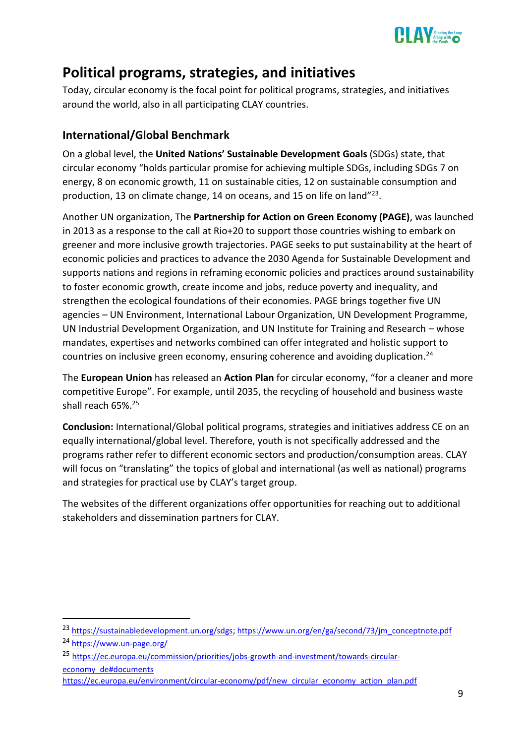# Political programs, strategies, and initiatives

Today, circular economy is the focal point for political programs, strategies, and initiatives around the world, also in all participating CLAY countries.

## International/Global Benchmark

On a global level, the **United Nations' Sustainable Development Goals** (SDGs) state, that circular economy "holds particular promise for achieving multiple SDGs, including SDGs 7 on energy, 8 on economic growth, 11 on sustainable cities, 12 on sustainable consumption and production, 13 on climate change, 14 on oceans, and 15 on life on land"[23].

Another UN organization, The **Partnership for Action on Green Economy (PAGE)**, was launched in 2013 as a response to the call at Rio+20 to support those countries wishing to embark on greener and more inclusive growth trajectories. PAGE seeks to put sustainability at the heart of economic policies and practices to advance the 2030 Agenda for Sustainable Development and supports nations and regions in reframing economic policies and practices around sustainability to foster economic growth, create income and jobs, reduce poverty and inequality, and strengthen the ecological foundations of their economies. PAGE brings together five UN agencies – UN Environment, International Labour Organization, UN Development Programme, UN Industrial Development Organization, and UN Institute for Training and Research – whose mandates, expertises and networks combined can offer integrated and holistic support to countries on inclusive green economy, ensuring coherence and avoiding duplication.[24]

The **European Union** has released an **Action Plan** for circular economy, "for a cleaner and more competitive Europe". For example, until 2035, the recycling of household and business waste shall reach 65%.[25]

**Conclusion:** International/Global political programs, strategies and initiatives address CE on an equally international/global level. Therefore, youth is not specifically addressed and the programs rather refer to different economic sectors and production/consumption areas. CLAY will focus on "translating" the topics of global and international (as well as national) programs and strategies for practical use by CLAY's target group.

The websites of the different organizations offer opportunities for reaching out to additional stakeholders and dissemination partners for CLAY.

---

[23] https://sustainabledevelopment.un.org/sdgs; https://www.un.org/en/ga/second/73/jm_conceptnote.pdf

[24] https://www.un-page.org/

[25] https://ec.europa.eu/commission/priorities/jobs-growth-and-investment/towards-circular-economy_de#documents
https://ec.europa.eu/environment/circular-economy/pdf/new_circular_economy_action_plan.pdf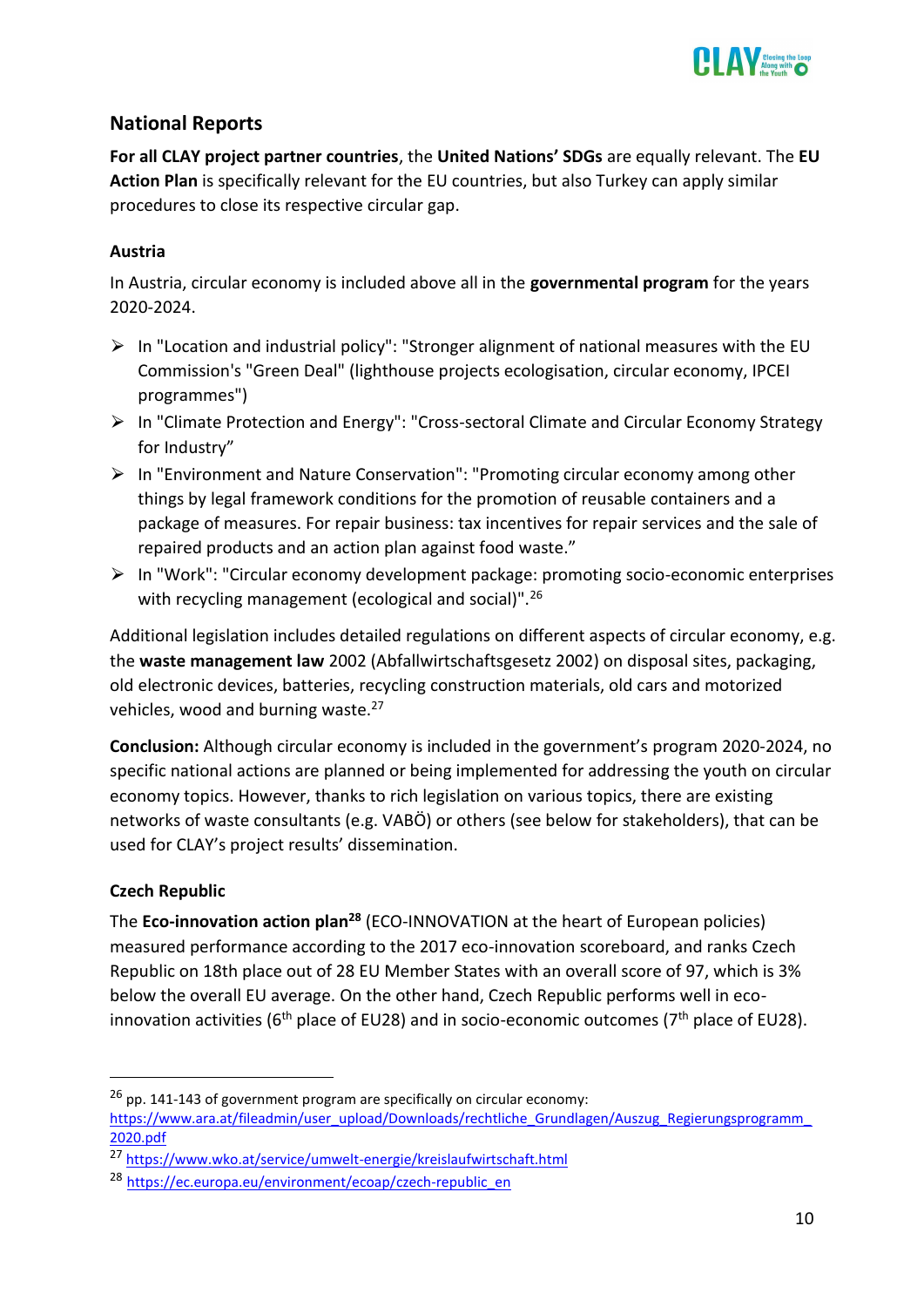## National Reports

**For all CLAY project partner countries**, the **United Nations' SDGs** are equally relevant. The **EU Action Plan** is specifically relevant for the EU countries, but also Turkey can apply similar procedures to close its respective circular gap.

### Austria

In Austria, circular economy is included above all in the **governmental program** for the years 2020-2024.

- In "Location and industrial policy": "Stronger alignment of national measures with the EU Commission's "Green Deal" (lighthouse projects ecologisation, circular economy, IPCEI programmes")
- In "Climate Protection and Energy": "Cross-sectoral Climate and Circular Economy Strategy for Industry"
- In "Environment and Nature Conservation": "Promoting circular economy among other things by legal framework conditions for the promotion of reusable containers and a package of measures. For repair business: tax incentives for repair services and the sale of repaired products and an action plan against food waste."
- In "Work": "Circular economy development package: promoting socio-economic enterprises with recycling management (ecological and social)".[26]

Additional legislation includes detailed regulations on different aspects of circular economy, e.g. the **waste management law** 2002 (Abfallwirtschaftsgesetz 2002) on disposal sites, packaging, old electronic devices, batteries, recycling construction materials, old cars and motorized vehicles, wood and burning waste.[27]

**Conclusion:** Although circular economy is included in the government's program 2020-2024, no specific national actions are planned or being implemented for addressing the youth on circular economy topics. However, thanks to rich legislation on various topics, there are existing networks of waste consultants (e.g. VABÖ) or others (see below for stakeholders), that can be used for CLAY's project results' dissemination.

### Czech Republic

The **Eco-innovation action plan**[28] (ECO-INNOVATION at the heart of European policies) measured performance according to the 2017 eco-innovation scoreboard, and ranks Czech Republic on 18th place out of 28 EU Member States with an overall score of 97, which is 3% below the overall EU average. On the other hand, Czech Republic performs well in eco-innovation activities (6th place of EU28) and in socio-economic outcomes (7th place of EU28).

---

[26] pp. 141-143 of government program are specifically on circular economy: https://www.ara.at/fileadmin/user_upload/Downloads/rechtliche_Grundlagen/Auszug_Regierungsprogramm_2020.pdf

[27] https://www.wko.at/service/umwelt-energie/kreislaufwirtschaft.html

[28] https://ec.europa.eu/environment/ecoap/czech-republic_en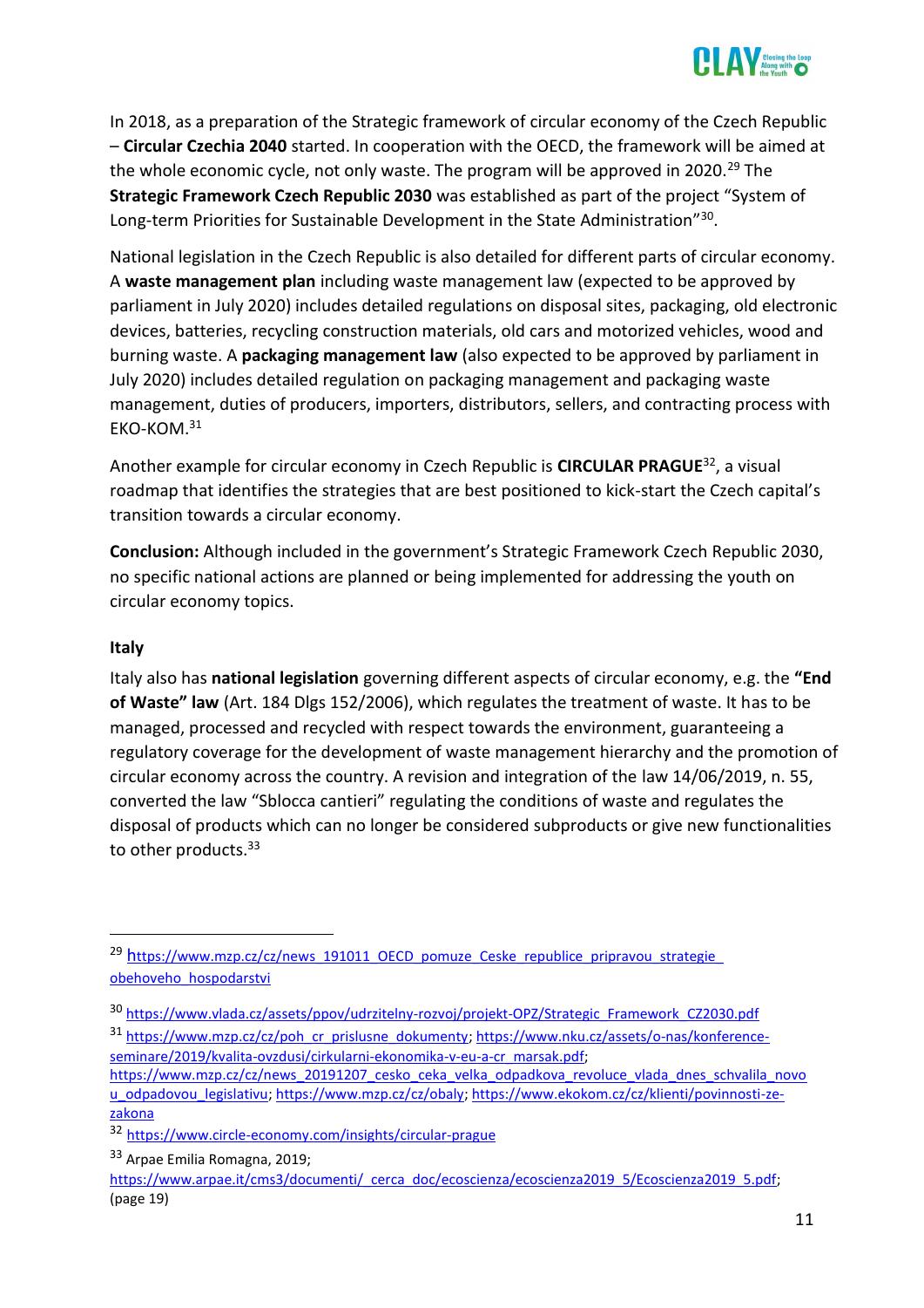In 2018, as a preparation of the Strategic framework of circular economy of the Czech Republic – **Circular Czechia 2040** started. In cooperation with the OECD, the framework will be aimed at the whole economic cycle, not only waste. The program will be approved in 2020.[29] The **Strategic Framework Czech Republic 2030** was established as part of the project "System of Long-term Priorities for Sustainable Development in the State Administration"[30].

National legislation in the Czech Republic is also detailed for different parts of circular economy. A **waste management plan** including waste management law (expected to be approved by parliament in July 2020) includes detailed regulations on disposal sites, packaging, old electronic devices, batteries, recycling construction materials, old cars and motorized vehicles, wood and burning waste. A **packaging management law** (also expected to be approved by parliament in July 2020) includes detailed regulation on packaging management and packaging waste management, duties of producers, importers, distributors, sellers, and contracting process with EKO-KOM.[31]

Another example for circular economy in Czech Republic is **CIRCULAR PRAGUE**[32], a visual roadmap that identifies the strategies that are best positioned to kick-start the Czech capital's transition towards a circular economy.

**Conclusion:** Although included in the government's Strategic Framework Czech Republic 2030, no specific national actions are planned or being implemented for addressing the youth on circular economy topics.

### Italy

Italy also has **national legislation** governing different aspects of circular economy, e.g. the **"End of Waste" law** (Art. 184 Dlgs 152/2006), which regulates the treatment of waste. It has to be managed, processed and recycled with respect towards the environment, guaranteeing a regulatory coverage for the development of waste management hierarchy and the promotion of circular economy across the country. A revision and integration of the law 14/06/2019, n. 55, converted the law "Sblocca cantieri" regulating the conditions of waste and regulates the disposal of products which can no longer be considered subproducts or give new functionalities to other products.[33]

---

[29] https://www.mzp.cz/cz/news_191011_OECD_pomuze_Ceske_republice_pripravou_strategie_obehoveho_hospodarstvi

[30] https://www.vlada.cz/assets/ppov/udrzitelny-rozvoj/projekt-OPZ/Strategic_Framework_CZ2030.pdf

[31] https://www.mzp.cz/cz/poh_cr_prislusne_dokumenty; https://www.nku.cz/assets/o-nas/konference-seminare/2019/kvalita-ovzdusi/cirkularni-ekonomika-v-eu-a-cr_marsak.pdf; https://www.mzp.cz/cz/news_20191207_cesko_ceka_velka_odpadkova_revoluce_vlada_dnes_schvalila_novou_odpadovou_legislativu; https://www.mzp.cz/cz/obaly; https://www.ekokom.cz/cz/klienti/povinnosti-ze-zakona

[32] https://www.circle-economy.com/insights/circular-prague

[33] Arpae Emilia Romagna, 2019; https://www.arpae.it/cms3/documenti/_cerca_doc/ecoscienza/ecoscienza2019_5/Ecoscienza2019_5.pdf; (page 19)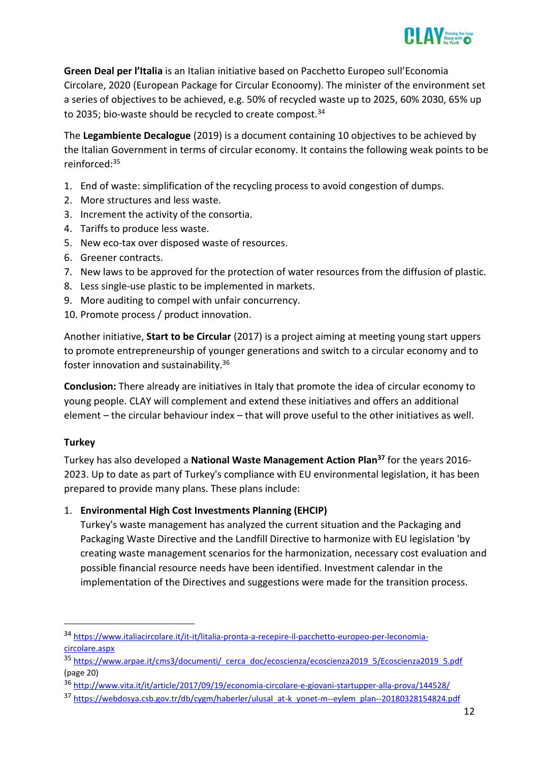**Green Deal per l'Italia** is an Italian initiative based on Pacchetto Europeo sull'Economia Circolare, 2020 (European Package for Circular Econoomy). The minister of the environment set a series of objectives to be achieved, e.g. 50% of recycled waste up to 2025, 60% 2030, 65% up to 2035; bio-waste should be recycled to create compost.[34]

The **Legambiente Decalogue** (2019) is a document containing 10 objectives to be achieved by the Italian Government in terms of circular economy. It contains the following weak points to be reinforced:[35]

1. End of waste: simplification of the recycling process to avoid congestion of dumps.
2. More structures and less waste.
3. Increment the activity of the consortia.
4. Tariffs to produce less waste.
5. New eco-tax over disposed waste of resources.
6. Greener contracts.
7. New laws to be approved for the protection of water resources from the diffusion of plastic.
8. Less single-use plastic to be implemented in markets.
9. More auditing to compel with unfair concurrency.
10. Promote process / product innovation.

Another initiative, **Start to be Circular** (2017) is a project aiming at meeting young start uppers to promote entrepreneurship of younger generations and switch to a circular economy and to foster innovation and sustainability.[36]

**Conclusion:** There already are initiatives in Italy that promote the idea of circular economy to young people. CLAY will complement and extend these initiatives and offers an additional element – the circular behaviour index – that will prove useful to the other initiatives as well.

### Turkey

Turkey has also developed a **National Waste Management Action Plan**[37] for the years 2016-2023. Up to date as part of Turkey's compliance with EU environmental legislation, it has been prepared to provide many plans. These plans include:

1. **Environmental High Cost Investments Planning (EHCIP)**
   Turkey's waste management has analyzed the current situation and the Packaging and Packaging Waste Directive and the Landfill Directive to harmonize with EU legislation 'by creating waste management scenarios for the harmonization, necessary cost evaluation and possible financial resource needs have been identified. Investment calendar in the implementation of the Directives and suggestions were made for the transition process.

---

[34] https://www.italiacircolare.it/it-it/litalia-pronta-a-recepire-il-pacchetto-europeo-per-leconomia-circolare.aspx

[35] https://www.arpae.it/cms3/documenti/_cerca_doc/ecoscienza/ecoscienza2019_5/Ecoscienza2019_5.pdf (page 20)

[36] http://www.vita.it/it/article/2017/09/19/economia-circolare-e-giovani-startupper-alla-prova/144528/

[37] https://webdosya.csb.gov.tr/db/cygm/haberler/ulusal_at-k_yonet-m--eylem_plan--20180328154824.pdf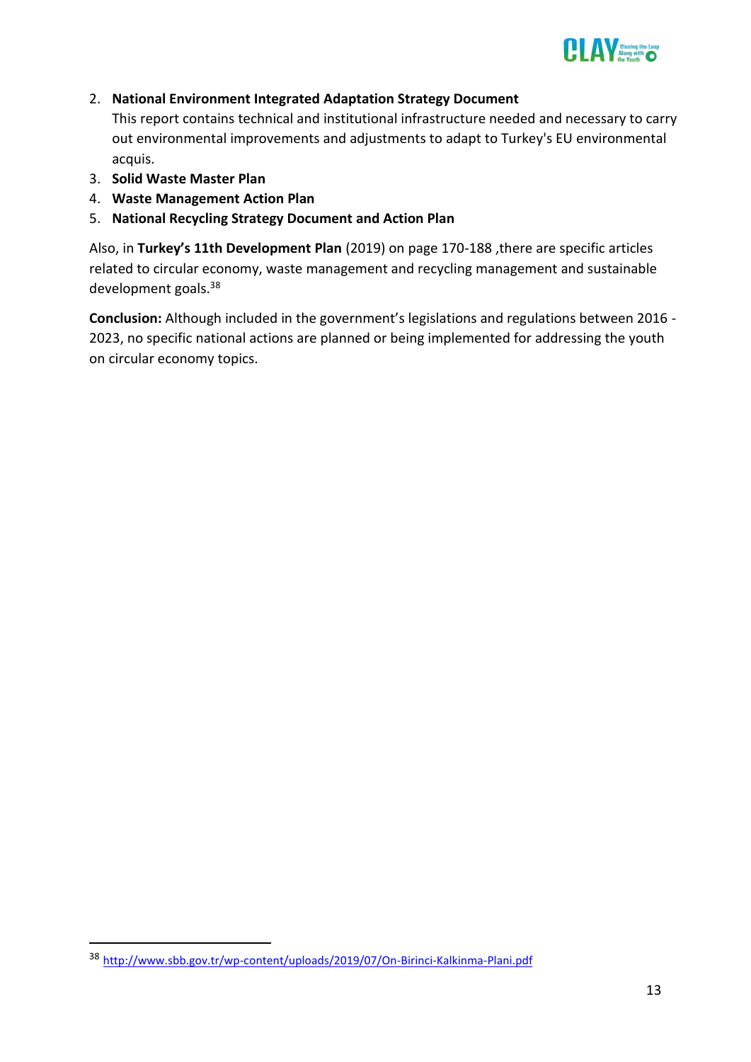2. **National Environment Integrated Adaptation Strategy Document**
   This report contains technical and institutional infrastructure needed and necessary to carry out environmental improvements and adjustments to adapt to Turkey's EU environmental acquis.
3. **Solid Waste Master Plan**
4. **Waste Management Action Plan**
5. **National Recycling Strategy Document and Action Plan**

Also, in **Turkey's 11th Development Plan** (2019) on page 170-188 ,there are specific articles related to circular economy, waste management and recycling management and sustainable development goals.[38]

**Conclusion:** Although included in the government's legislations and regulations between 2016 - 2023, no specific national actions are planned or being implemented for addressing the youth on circular economy topics.

---

[38] http://www.sbb.gov.tr/wp-content/uploads/2019/07/On-Birinci-Kalkinma-Plani.pdf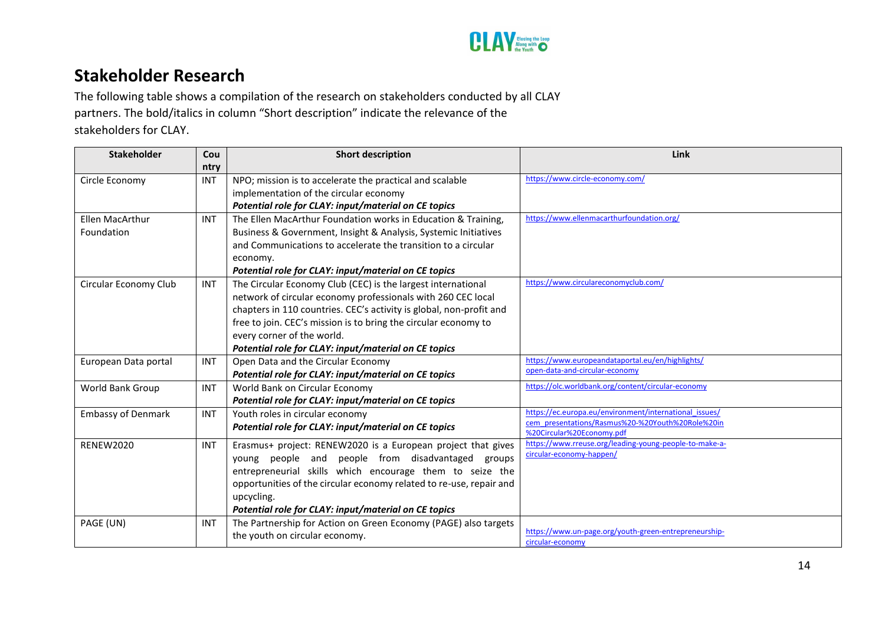## Stakeholder Research

The following table shows a compilation of the research on stakeholders conducted by all CLAY partners. The bold/italics in column "Short description" indicate the relevance of the stakeholders for CLAY.

| Stakeholder | Country | Short description | Link |
| --- | --- | --- | --- |
| Circle Economy | INT | NPO; mission is to accelerate the practical and scalable implementation of the circular economy<br>***Potential role for CLAY: input/material on CE topics*** | https://www.circle-economy.com/ |
| Ellen MacArthur Foundation | INT | The Ellen MacArthur Foundation works in Education & Training, Business & Government, Insight & Analysis, Systemic Initiatives and Communications to accelerate the transition to a circular economy.<br>***Potential role for CLAY: input/material on CE topics*** | https://www.ellenmacarthurfoundation.org/ |
| Circular Economy Club | INT | The Circular Economy Club (CEC) is the largest international network of circular economy professionals with 260 CEC local chapters in 110 countries. CEC's activity is global, non-profit and free to join. CEC's mission is to bring the circular economy to every corner of the world.<br>***Potential role for CLAY: input/material on CE topics*** | https://www.circulareconomyclub.com/ |
| European Data portal | INT | Open Data and the Circular Economy<br>***Potential role for CLAY: input/material on CE topics*** | https://www.europeandataportal.eu/en/highlights/open-data-and-circular-economy |
| World Bank Group | INT | World Bank on Circular Economy<br>***Potential role for CLAY: input/material on CE topics*** | https://olc.worldbank.org/content/circular-economy |
| Embassy of Denmark | INT | Youth roles in circular economy<br>***Potential role for CLAY: input/material on CE topics*** | https://ec.europa.eu/environment/international_issues/cem_presentations/Rasmus%20-%20Youth%20Role%20in%20Circular%20Economy.pdf |
| RENEW2020 | INT | Erasmus+ project: RENEW2020 is a European project that gives young people and people from disadvantaged groups entrepreneurial skills which encourage them to seize the opportunities of the circular economy related to re-use, repair and upcycling.<br>***Potential role for CLAY: input/material on CE topics*** | https://www.rreuse.org/leading-young-people-to-make-a-circular-economy-happen/ |
| PAGE (UN) | INT | The Partnership for Action on Green Economy (PAGE) also targets the youth on circular economy. | https://www.un-page.org/youth-green-entrepreneurship-circular-economy |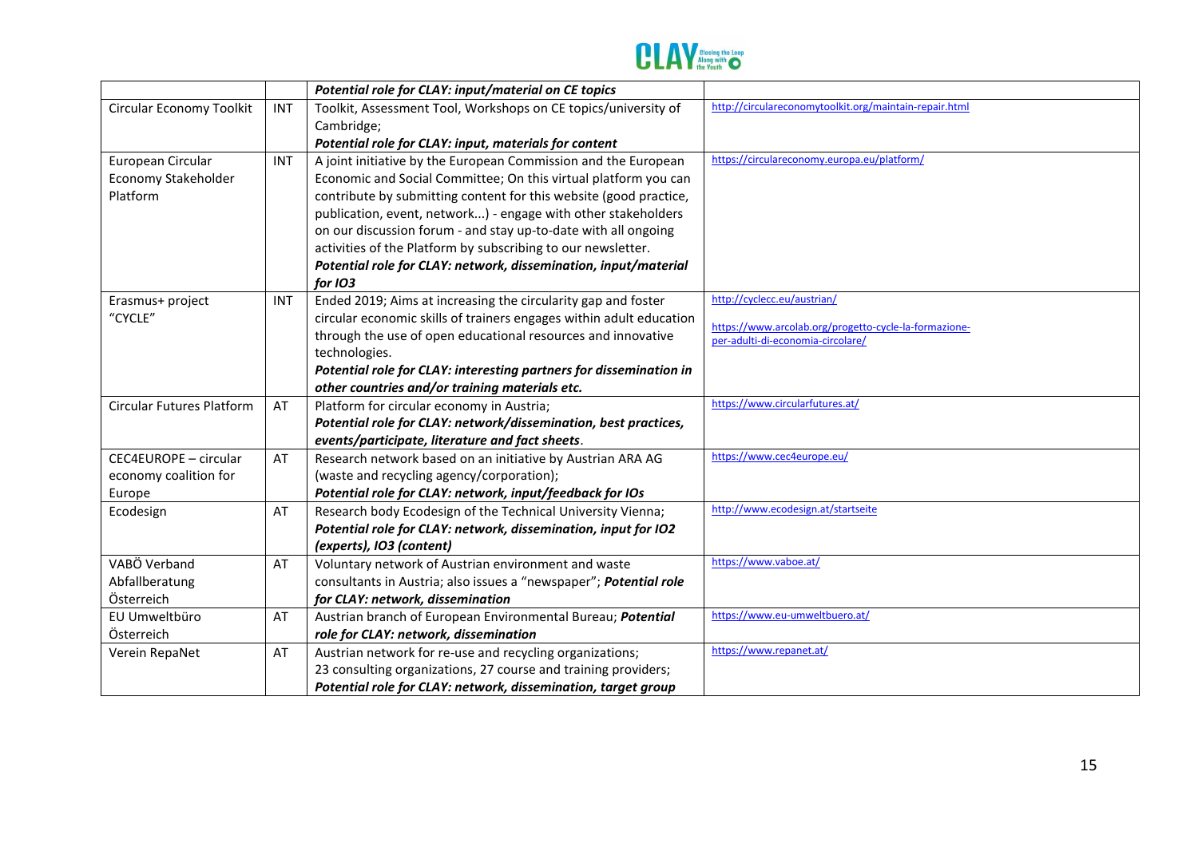| | | | |
|---|---|---|---|
| | | ***Potential role for CLAY: input/material on CE topics*** | |
| Circular Economy Toolkit | INT | Toolkit, Assessment Tool, Workshops on CE topics/university of Cambridge;<br>***Potential role for CLAY: input, materials for content*** | http://circulareconomytoolkit.org/maintain-repair.html |
| European Circular Economy Stakeholder Platform | INT | A joint initiative by the European Commission and the European Economic and Social Committee; On this virtual platform you can contribute by submitting content for this website (good practice, publication, event, network...) - engage with other stakeholders on our discussion forum - and stay up-to-date with all ongoing activities of the Platform by subscribing to our newsletter.<br>***Potential role for CLAY: network, dissemination, input/material for IO3*** | https://circulareconomy.europa.eu/platform/ |
| Erasmus+ project "CYCLE" | INT | Ended 2019; Aims at increasing the circularity gap and foster circular economic skills of trainers engages within adult education through the use of open educational resources and innovative technologies.<br>***Potential role for CLAY: interesting partners for dissemination in other countries and/or training materials etc.*** | http://cyclecc.eu/austrian/<br><br>https://www.arcolab.org/progetto-cycle-la-formazione-per-adulti-di-economia-circolare/ |
| Circular Futures Platform | AT | Platform for circular economy in Austria;<br>***Potential role for CLAY: network/dissemination, best practices, events/participate, literature and fact sheets***. | https://www.circularfutures.at/ |
| CEC4EUROPE – circular economy coalition for Europe | AT | Research network based on an initiative by Austrian ARA AG (waste and recycling agency/corporation);<br>***Potential role for CLAY: network, input/feedback for IOs*** | https://www.cec4europe.eu/ |
| Ecodesign | AT | Research body Ecodesign of the Technical University Vienna;<br>***Potential role for CLAY: network, dissemination, input for IO2 (experts), IO3 (content)*** | http://www.ecodesign.at/startseite |
| VABÖ Verband Abfallberatung Österreich | AT | Voluntary network of Austrian environment and waste consultants in Austria; also issues a "newspaper"; ***Potential role for CLAY: network, dissemination*** | https://www.vaboe.at/ |
| EU Umweltbüro Österreich | AT | Austrian branch of European Environmental Bureau; ***Potential role for CLAY: network, dissemination*** | https://www.eu-umweltbuero.at/ |
| Verein RepaNet | AT | Austrian network for re-use and recycling organizations;<br>23 consulting organizations, 27 course and training providers;<br>***Potential role for CLAY: network, dissemination, target group*** | https://www.repanet.at/ |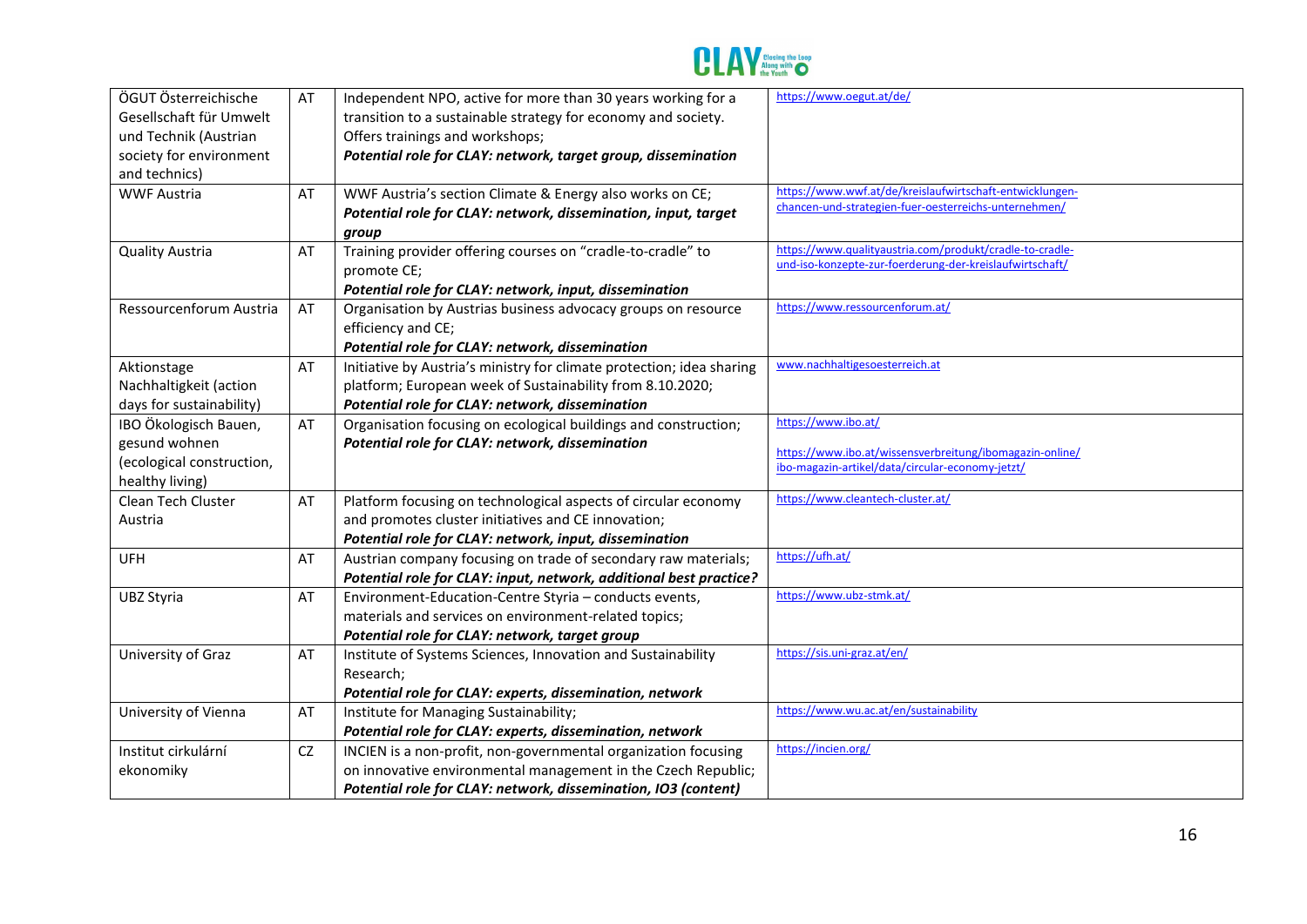| ÖGUT Österreichische Gesellschaft für Umwelt und Technik (Austrian society for environment and technics) | AT | Independent NPO, active for more than 30 years working for a transition to a sustainable strategy for economy and society. Offers trainings and workshops; ***Potential role for CLAY: network, target group, dissemination*** | https://www.oegut.at/de/ |
|---|---|---|---|
| WWF Austria | AT | WWF Austria's section Climate & Energy also works on CE; ***Potential role for CLAY: network, dissemination, input, target group*** | https://www.wwf.at/de/kreislaufwirtschaft-entwicklungen-chancen-und-strategien-fuer-oesterreichs-unternehmen/ |
| Quality Austria | AT | Training provider offering courses on "cradle-to-cradle" to promote CE; ***Potential role for CLAY: network, input, dissemination*** | https://www.qualityaustria.com/produkt/cradle-to-cradle-und-iso-konzepte-zur-foerderung-der-kreislaufwirtschaft/ |
| Ressourcenforum Austria | AT | Organisation by Austrias business advocacy groups on resource efficiency and CE; ***Potential role for CLAY: network, dissemination*** | https://www.ressourcenforum.at/ |
| Aktionstage Nachhaltigkeit (action days for sustainability) | AT | Initiative by Austria's ministry for climate protection; idea sharing platform; European week of Sustainability from 8.10.2020; ***Potential role for CLAY: network, dissemination*** | www.nachhaltigesoesterreich.at |
| IBO Ökologisch Bauen, gesund wohnen (ecological construction, healthy living) | AT | Organisation focusing on ecological buildings and construction; ***Potential role for CLAY: network, dissemination*** | https://www.ibo.at/ https://www.ibo.at/wissensverbreitung/ibomagazin-online/ibo-magazin-artikel/data/circular-economy-jetzt/ |
| Clean Tech Cluster Austria | AT | Platform focusing on technological aspects of circular economy and promotes cluster initiatives and CE innovation; ***Potential role for CLAY: network, input, dissemination*** | https://www.cleantech-cluster.at/ |
| UFH | AT | Austrian company focusing on trade of secondary raw materials; ***Potential role for CLAY: input, network, additional best practice?*** | https://ufh.at/ |
| UBZ Styria | AT | Environment-Education-Centre Styria – conducts events, materials and services on environment-related topics; ***Potential role for CLAY: network, target group*** | https://www.ubz-stmk.at/ |
| University of Graz | AT | Institute of Systems Sciences, Innovation and Sustainability Research; ***Potential role for CLAY: experts, dissemination, network*** | https://sis.uni-graz.at/en/ |
| University of Vienna | AT | Institute for Managing Sustainability; ***Potential role for CLAY: experts, dissemination, network*** | https://www.wu.ac.at/en/sustainability |
| Institut cirkulární ekonomiky | CZ | INCIEN is a non-profit, non-governmental organization focusing on innovative environmental management in the Czech Republic; ***Potential role for CLAY: network, dissemination, IO3 (content)*** | https://incien.org/ |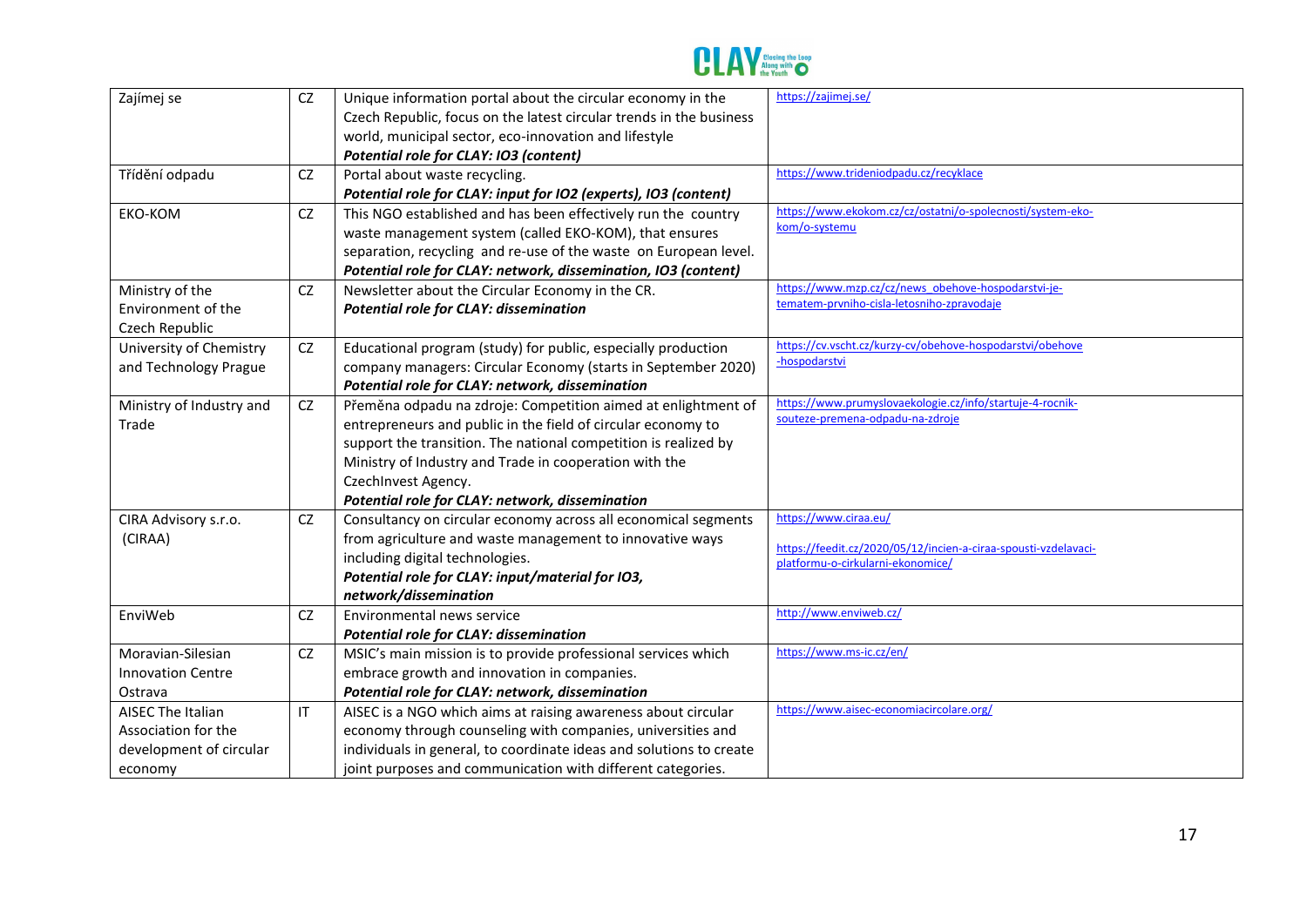| Zajímej se | CZ | Unique information portal about the circular economy in the Czech Republic, focus on the latest circular trends in the business world, municipal sector, eco-innovation and lifestyle<br>***Potential role for CLAY: IO3 (content)*** | https://zajimej.se/ |
|---|---|---|---|
| Třídění odpadu | CZ | Portal about waste recycling.<br>***Potential role for CLAY: input for IO2 (experts), IO3 (content)*** | https://www.trideniodpadu.cz/recyklace |
| EKO-KOM | CZ | This NGO established and has been effectively run the country waste management system (called EKO-KOM), that ensures separation, recycling and re-use of the waste on European level.<br>***Potential role for CLAY: network, dissemination, IO3 (content)*** | https://www.ekokom.cz/cz/ostatni/o-spolecnosti/system-eko-kom/o-systemu |
| Ministry of the Environment of the Czech Republic | CZ | Newsletter about the Circular Economy in the CR.<br>***Potential role for CLAY: dissemination*** | https://www.mzp.cz/cz/news_obehove-hospodarstvi-je-tematem-prvniho-cisla-letosniho-zpravodaje |
| University of Chemistry and Technology Prague | CZ | Educational program (study) for public, especially production company managers: Circular Economy (starts in September 2020)<br>***Potential role for CLAY: network, dissemination*** | https://cv.vscht.cz/kurzy-cv/obehove-hospodarstvi/obehove-hospodarstvi |
| Ministry of Industry and Trade | CZ | Přeměna odpadu na zdroje: Competition aimed at enlightment of entrepreneurs and public in the field of circular economy to support the transition. The national competition is realized by Ministry of Industry and Trade in cooperation with the CzechInvest Agency.<br>***Potential role for CLAY: network, dissemination*** | https://www.prumyslovaekologie.cz/info/startuje-4-rocnik-souteze-premena-odpadu-na-zdroje |
| CIRA Advisory s.r.o. (CIRAA) | CZ | Consultancy on circular economy across all economical segments from agriculture and waste management to innovative ways including digital technologies.<br>***Potential role for CLAY: input/material for IO3, network/dissemination*** | https://www.ciraa.eu/<br><br>https://feedit.cz/2020/05/12/incien-a-ciraa-spousti-vzdelavaci-platformu-o-cirkularni-ekonomice/ |
| EnviWeb | CZ | Environmental news service<br>***Potential role for CLAY: dissemination*** | http://www.enviweb.cz/ |
| Moravian-Silesian Innovation Centre Ostrava | CZ | MSIC's main mission is to provide professional services which embrace growth and innovation in companies.<br>***Potential role for CLAY: network, dissemination*** | https://www.ms-ic.cz/en/ |
| AISEC The Italian Association for the development of circular economy | IT | AISEC is a NGO which aims at raising awareness about circular economy through counseling with companies, universities and individuals in general, to coordinate ideas and solutions to create joint purposes and communication with different categories. | https://www.aisec-economiacircolare.org/ |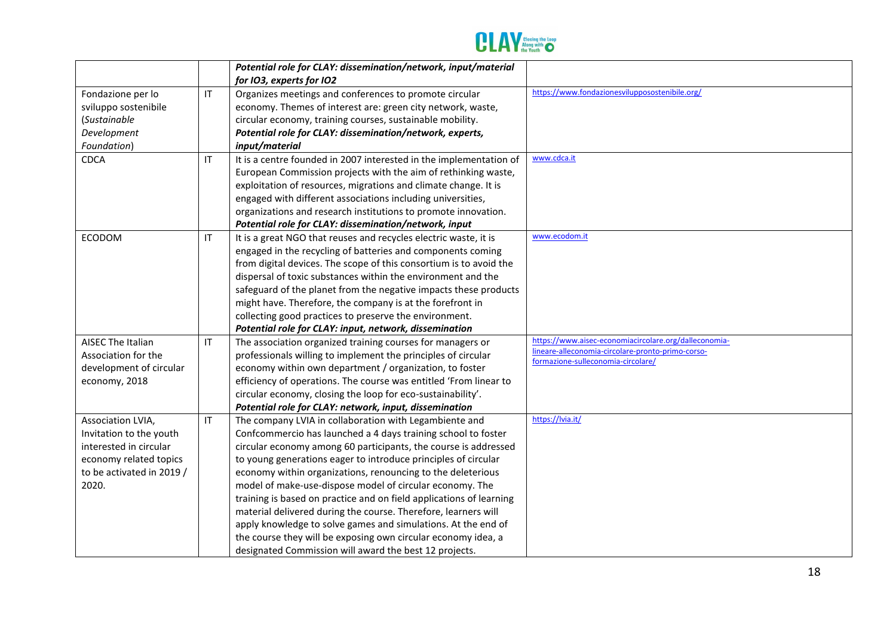| | | | |
|---|---|---|---|
| | | ***Potential role for CLAY: dissemination/network, input/material for IO3, experts for IO2*** | |
| Fondazione per lo sviluppo sostenibile (*Sustainable Development Foundation*) | IT | Organizes meetings and conferences to promote circular economy. Themes of interest are: green city network, waste, circular economy, training courses, sustainable mobility. ***Potential role for CLAY: dissemination/network, experts, input/material*** | https://www.fondazionesvilupposostenibile.org/ |
| CDCA | IT | It is a centre founded in 2007 interested in the implementation of European Commission projects with the aim of rethinking waste, exploitation of resources, migrations and climate change. It is engaged with different associations including universities, organizations and research institutions to promote innovation. ***Potential role for CLAY: dissemination/network, input*** | www.cdca.it |
| ECODOM | IT | It is a great NGO that reuses and recycles electric waste, it is engaged in the recycling of batteries and components coming from digital devices. The scope of this consortium is to avoid the dispersal of toxic substances within the environment and the safeguard of the planet from the negative impacts these products might have. Therefore, the company is at the forefront in collecting good practices to preserve the environment. ***Potential role for CLAY: input, network, dissemination*** | www.ecodom.it |
| AISEC The Italian Association for the development of circular economy, 2018 | IT | The association organized training courses for managers or professionals willing to implement the principles of circular economy within own department / organization, to foster efficiency of operations. The course was entitled 'From linear to circular economy, closing the loop for eco-sustainability'. ***Potential role for CLAY: network, input, dissemination*** | https://www.aisec-economiacircolare.org/dalleconomia-lineare-alleconomia-circolare-pronto-primo-corso-formazione-sulleconomia-circolare/ |
| Association LVIA, Invitation to the youth interested in circular economy related topics to be activated in 2019 / 2020. | IT | The company LVIA in collaboration with Legambiente and Confcommercio has launched a 4 days training school to foster circular economy among 60 participants, the course is addressed to young generations eager to introduce principles of circular economy within organizations, renouncing to the deleterious model of make-use-dispose model of circular economy. The training is based on practice and on field applications of learning material delivered during the course. Therefore, learners will apply knowledge to solve games and simulations. At the end of the course they will be exposing own circular economy idea, a designated Commission will award the best 12 projects. | https://lvia.it/ |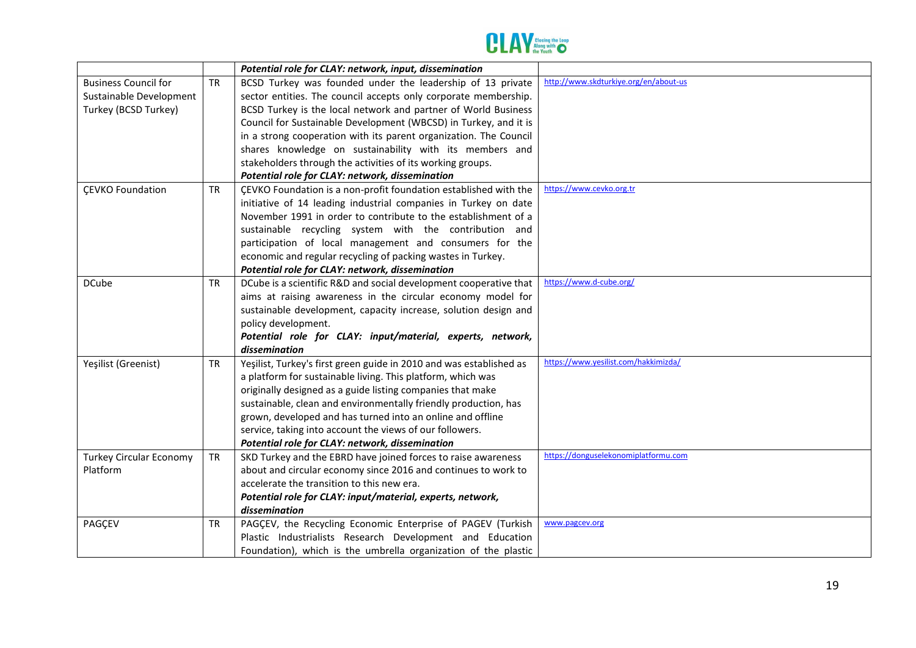| | | | |
|---|---|---|---|
| | | ***Potential role for CLAY: network, input, dissemination*** | |
| Business Council for Sustainable Development Turkey (BCSD Turkey) | TR | BCSD Turkey was founded under the leadership of 13 private sector entities. The council accepts only corporate membership. BCSD Turkey is the local network and partner of World Business Council for Sustainable Development (WBCSD) in Turkey, and it is in a strong cooperation with its parent organization. The Council shares knowledge on sustainability with its members and stakeholders through the activities of its working groups. ***Potential role for CLAY: network, dissemination*** | http://www.skdturkiye.org/en/about-us |
| ÇEVKO Foundation | TR | ÇEVKO Foundation is a non-profit foundation established with the initiative of 14 leading industrial companies in Turkey on date November 1991 in order to contribute to the establishment of a sustainable recycling system with the contribution and participation of local management and consumers for the economic and regular recycling of packing wastes in Turkey. ***Potential role for CLAY: network, dissemination*** | https://www.cevko.org.tr |
| DCube | TR | DCube is a scientific R&D and social development cooperative that aims at raising awareness in the circular economy model for sustainable development, capacity increase, solution design and policy development. ***Potential role for CLAY: input/material, experts, network, dissemination*** | https://www.d-cube.org/ |
| Yeşilist (Greenist) | TR | Yeşilist, Turkey's first green guide in 2010 and was established as a platform for sustainable living. This platform, which was originally designed as a guide listing companies that make sustainable, clean and environmentally friendly production, has grown, developed and has turned into an online and offline service, taking into account the views of our followers. ***Potential role for CLAY: network, dissemination*** | https://www.yesilist.com/hakkimizda/ |
| Turkey Circular Economy Platform | TR | SKD Turkey and the EBRD have joined forces to raise awareness about and circular economy since 2016 and continues to work to accelerate the transition to this new era. ***Potential role for CLAY: input/material, experts, network, dissemination*** | https://donguselekonomiplatformu.com |
| PAGÇEV | TR | PAGÇEV, the Recycling Economic Enterprise of PAGEV (Turkish Plastic Industrialists Research Development and Education Foundation), which is the umbrella organization of the plastic | www.pagcev.org |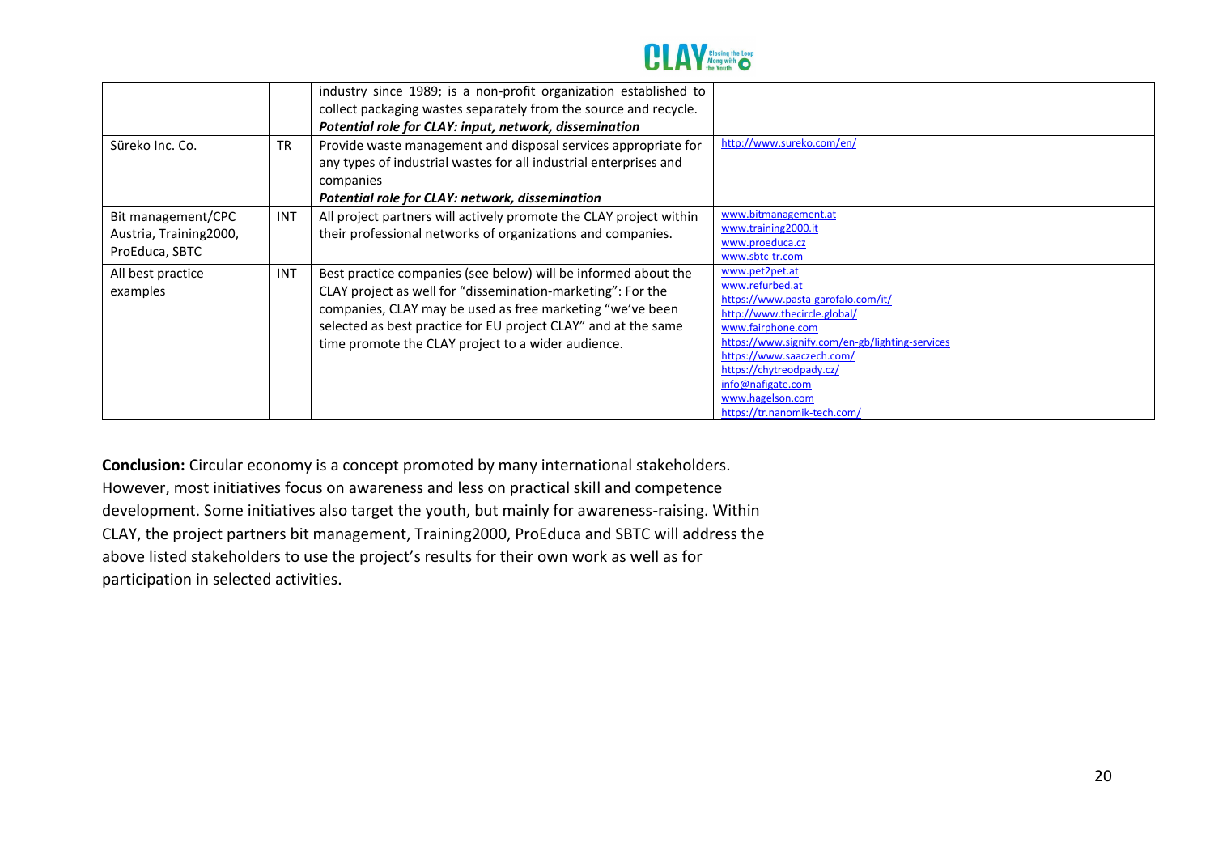| | | | |
|---|---|---|---|
| | | industry since 1989; is a non-profit organization established to collect packaging wastes separately from the source and recycle. ***Potential role for CLAY: input, network, dissemination*** | |
| Süreko Inc. Co. | TR | Provide waste management and disposal services appropriate for any types of industrial wastes for all industrial enterprises and companies ***Potential role for CLAY: network, dissemination*** | http://www.sureko.com/en/ |
| Bit management/CPC Austria, Training2000, ProEduca, SBTC | INT | All project partners will actively promote the CLAY project within their professional networks of organizations and companies. | www.bitmanagement.at www.training2000.it www.proeduca.cz www.sbtc-tr.com |
| All best practice examples | INT | Best practice companies (see below) will be informed about the CLAY project as well for "dissemination-marketing": For the companies, CLAY may be used as free marketing "we've been selected as best practice for EU project CLAY" and at the same time promote the CLAY project to a wider audience. | www.pet2pet.at www.refurbed.at https://www.pasta-garofalo.com/it/ http://www.thecircle.global/ www.fairphone.com https://www.signify.com/en-gb/lighting-services https://www.saaczech.com/ https://chytreodpady.cz/ info@nafigate.com www.hagelson.com https://tr.nanomik-tech.com/ |

**Conclusion:** Circular economy is a concept promoted by many international stakeholders. However, most initiatives focus on awareness and less on practical skill and competence development. Some initiatives also target the youth, but mainly for awareness-raising. Within CLAY, the project partners bit management, Training2000, ProEduca and SBTC will address the above listed stakeholders to use the project's results for their own work as well as for participation in selected activities.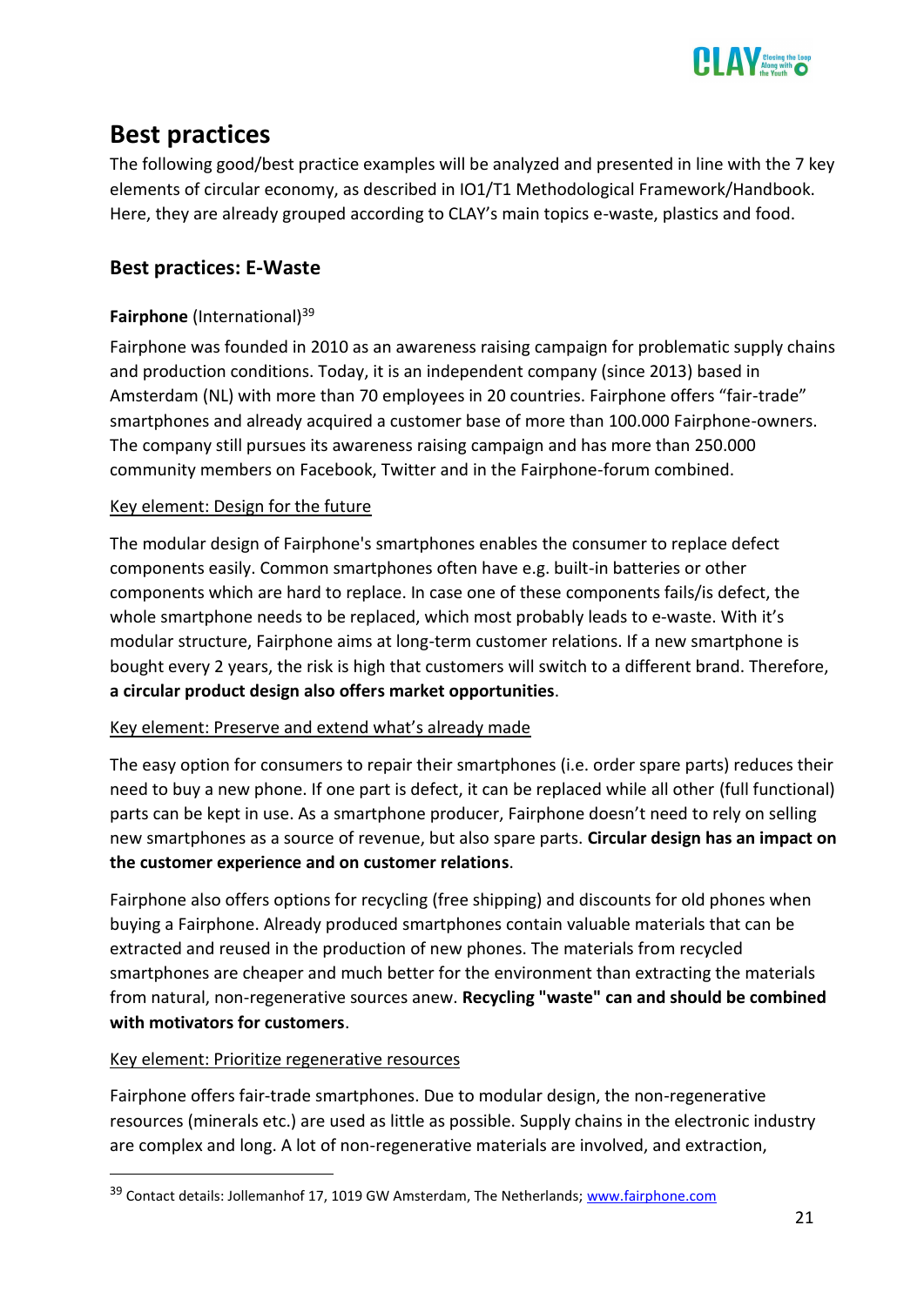# Best practices

The following good/best practice examples will be analyzed and presented in line with the 7 key elements of circular economy, as described in IO1/T1 Methodological Framework/Handbook. Here, they are already grouped according to CLAY's main topics e-waste, plastics and food.

## Best practices: E-Waste

**Fairphone** (International)[39]

Fairphone was founded in 2010 as an awareness raising campaign for problematic supply chains and production conditions. Today, it is an independent company (since 2013) based in Amsterdam (NL) with more than 70 employees in 20 countries. Fairphone offers "fair-trade" smartphones and already acquired a customer base of more than 100.000 Fairphone-owners. The company still pursues its awareness raising campaign and has more than 250.000 community members on Facebook, Twitter and in the Fairphone-forum combined.

<u>Key element: Design for the future</u>

The modular design of Fairphone's smartphones enables the consumer to replace defect components easily. Common smartphones often have e.g. built-in batteries or other components which are hard to replace. In case one of these components fails/is defect, the whole smartphone needs to be replaced, which most probably leads to e-waste. With it's modular structure, Fairphone aims at long-term customer relations. If a new smartphone is bought every 2 years, the risk is high that customers will switch to a different brand. Therefore, **a circular product design also offers market opportunities**.

<u>Key element: Preserve and extend what's already made</u>

The easy option for consumers to repair their smartphones (i.e. order spare parts) reduces their need to buy a new phone. If one part is defect, it can be replaced while all other (full functional) parts can be kept in use. As a smartphone producer, Fairphone doesn't need to rely on selling new smartphones as a source of revenue, but also spare parts. **Circular design has an impact on the customer experience and on customer relations**.

Fairphone also offers options for recycling (free shipping) and discounts for old phones when buying a Fairphone. Already produced smartphones contain valuable materials that can be extracted and reused in the production of new phones. The materials from recycled smartphones are cheaper and much better for the environment than extracting the materials from natural, non-regenerative sources anew. **Recycling "waste" can and should be combined with motivators for customers**.

<u>Key element: Prioritize regenerative resources</u>

Fairphone offers fair-trade smartphones. Due to modular design, the non-regenerative resources (minerals etc.) are used as little as possible. Supply chains in the electronic industry are complex and long. A lot of non-regenerative materials are involved, and extraction,

---

[39] Contact details: Jollemanhof 17, 1019 GW Amsterdam, The Netherlands; www.fairphone.com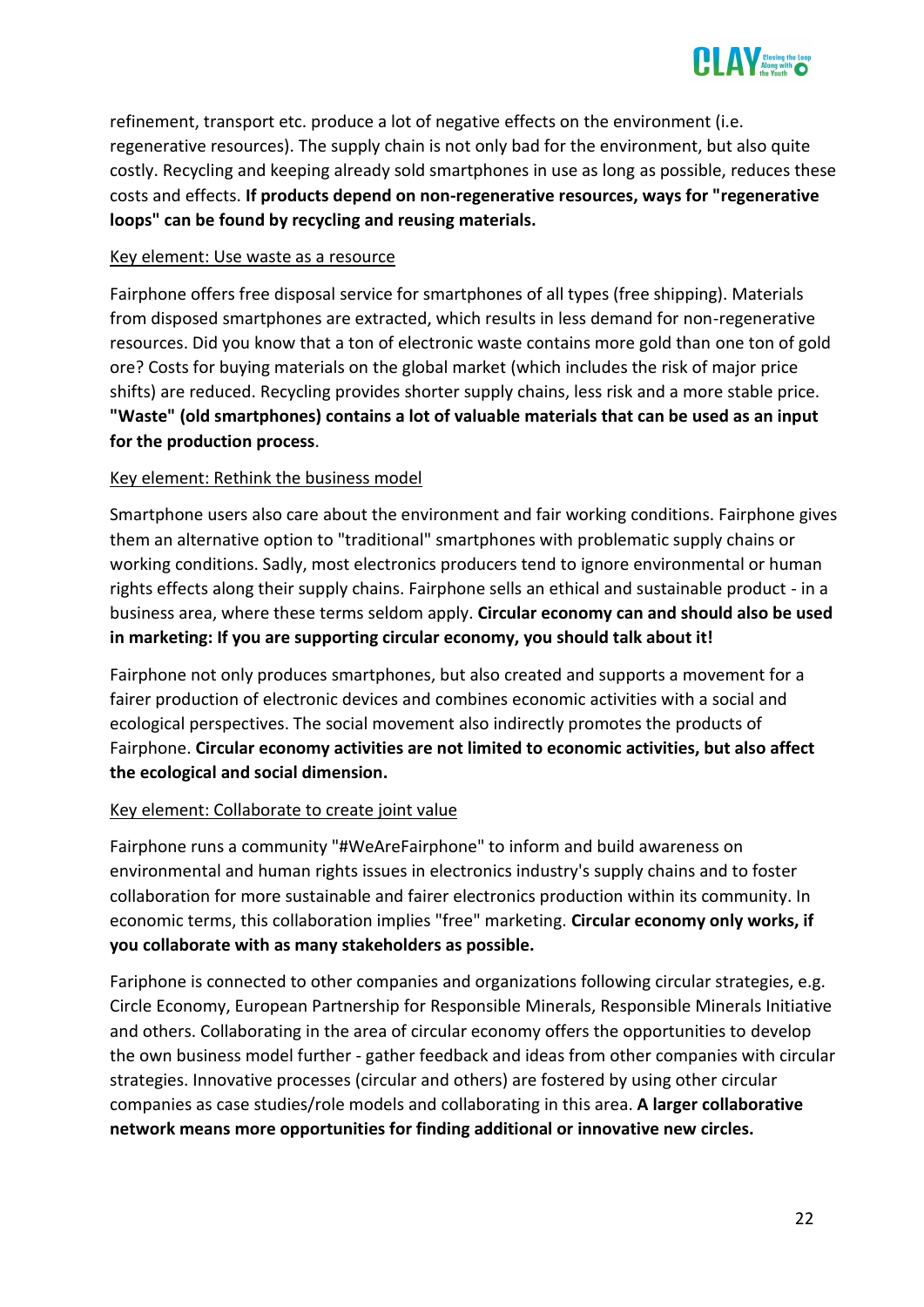refinement, transport etc. produce a lot of negative effects on the environment (i.e. regenerative resources). The supply chain is not only bad for the environment, but also quite costly. Recycling and keeping already sold smartphones in use as long as possible, reduces these costs and effects. **If products depend on non-regenerative resources, ways for "regenerative loops" can be found by recycling and reusing materials.**

<u>Key element: Use waste as a resource</u>

Fairphone offers free disposal service for smartphones of all types (free shipping). Materials from disposed smartphones are extracted, which results in less demand for non-regenerative resources. Did you know that a ton of electronic waste contains more gold than one ton of gold ore? Costs for buying materials on the global market (which includes the risk of major price shifts) are reduced. Recycling provides shorter supply chains, less risk and a more stable price. **"Waste" (old smartphones) contains a lot of valuable materials that can be used as an input for the production process**.

<u>Key element: Rethink the business model</u>

Smartphone users also care about the environment and fair working conditions. Fairphone gives them an alternative option to "traditional" smartphones with problematic supply chains or working conditions. Sadly, most electronics producers tend to ignore environmental or human rights effects along their supply chains. Fairphone sells an ethical and sustainable product - in a business area, where these terms seldom apply. **Circular economy can and should also be used in marketing: If you are supporting circular economy, you should talk about it!**

Fairphone not only produces smartphones, but also created and supports a movement for a fairer production of electronic devices and combines economic activities with a social and ecological perspectives. The social movement also indirectly promotes the products of Fairphone. **Circular economy activities are not limited to economic activities, but also affect the ecological and social dimension.**

<u>Key element: Collaborate to create joint value</u>

Fairphone runs a community "#WeAreFairphone" to inform and build awareness on environmental and human rights issues in electronics industry's supply chains and to foster collaboration for more sustainable and fairer electronics production within its community. In economic terms, this collaboration implies "free" marketing. **Circular economy only works, if you collaborate with as many stakeholders as possible.**

Fariphone is connected to other companies and organizations following circular strategies, e.g. Circle Economy, European Partnership for Responsible Minerals, Responsible Minerals Initiative and others. Collaborating in the area of circular economy offers the opportunities to develop the own business model further - gather feedback and ideas from other companies with circular strategies. Innovative processes (circular and others) are fostered by using other circular companies as case studies/role models and collaborating in this area. **A larger collaborative network means more opportunities for finding additional or innovative new circles.**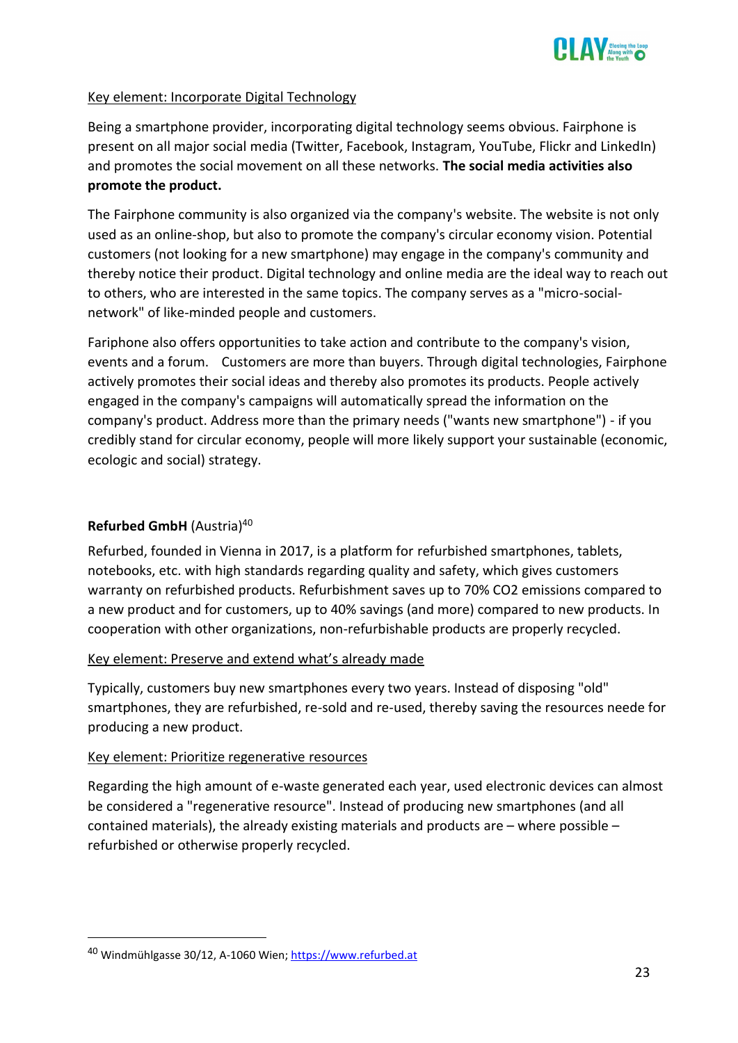Key element: Incorporate Digital Technology

Being a smartphone provider, incorporating digital technology seems obvious. Fairphone is present on all major social media (Twitter, Facebook, Instagram, YouTube, Flickr and LinkedIn) and promotes the social movement on all these networks. **The social media activities also promote the product.**

The Fairphone community is also organized via the company's website. The website is not only used as an online-shop, but also to promote the company's circular economy vision. Potential customers (not looking for a new smartphone) may engage in the company's community and thereby notice their product. Digital technology and online media are the ideal way to reach out to others, who are interested in the same topics. The company serves as a "micro-social-network" of like-minded people and customers.

Fariphone also offers opportunities to take action and contribute to the company's vision, events and a forum.  Customers are more than buyers. Through digital technologies, Fairphone actively promotes their social ideas and thereby also promotes its products. People actively engaged in the company's campaigns will automatically spread the information on the company's product. Address more than the primary needs ("wants new smartphone") - if you credibly stand for circular economy, people will more likely support your sustainable (economic, ecologic and social) strategy.

**Refurbed GmbH** (Austria)[40]

Refurbed, founded in Vienna in 2017, is a platform for refurbished smartphones, tablets, notebooks, etc. with high standards regarding quality and safety, which gives customers warranty on refurbished products. Refurbishment saves up to 70% $CO_2$ emissions compared to a new product and for customers, up to 40% savings (and more) compared to new products. In cooperation with other organizations, non-refurbishable products are properly recycled.

Key element: Preserve and extend what's already made

Typically, customers buy new smartphones every two years. Instead of disposing "old" smartphones, they are refurbished, re-sold and re-used, thereby saving the resources neede for producing a new product.

Key element: Prioritize regenerative resources

Regarding the high amount of e-waste generated each year, used electronic devices can almost be considered a "regenerative resource". Instead of producing new smartphones (and all contained materials), the already existing materials and products are – where possible – refurbished or otherwise properly recycled.

---

[40] Windmühlgasse 30/12, A-1060 Wien; https://www.refurbed.at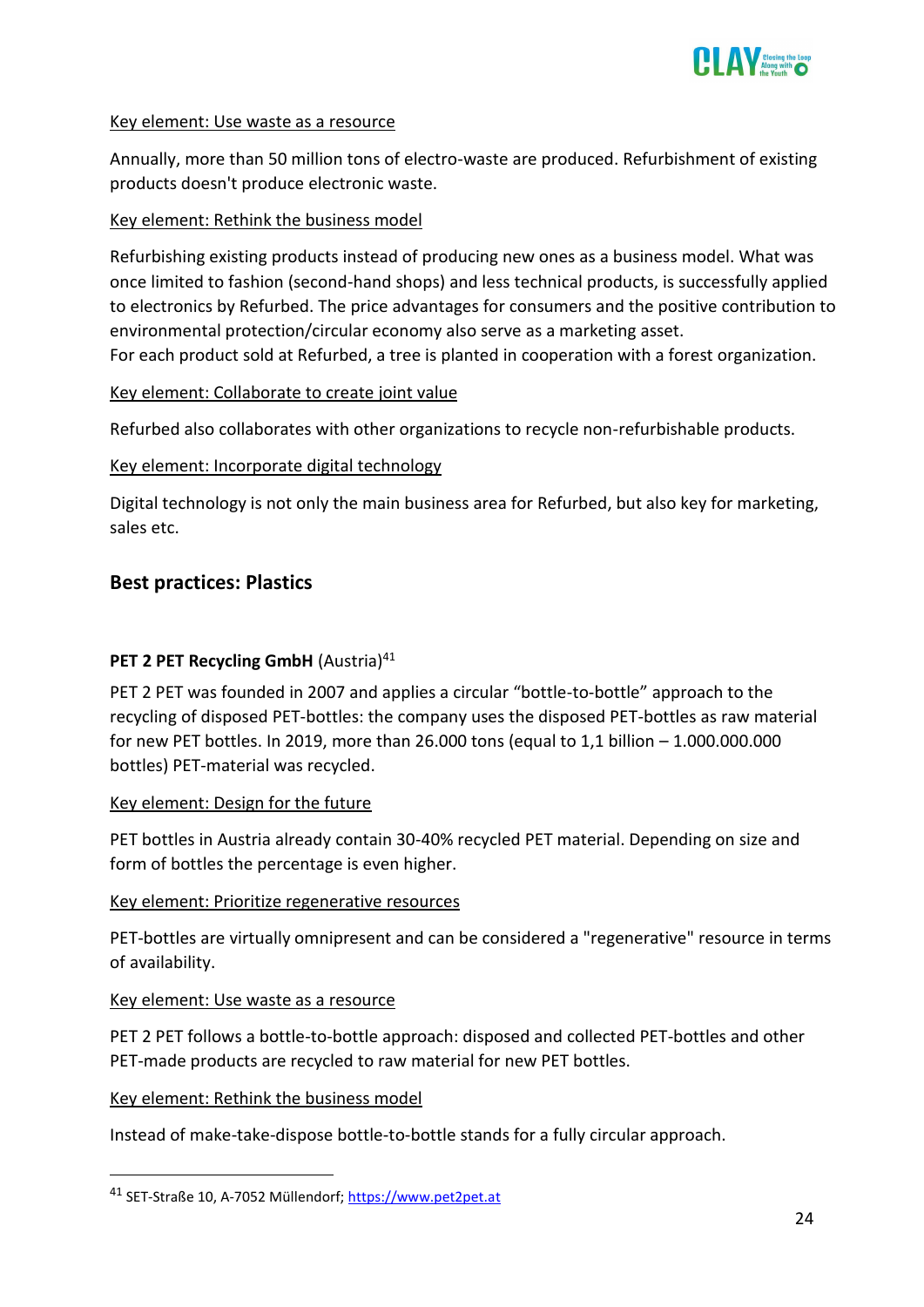Key element: Use waste as a resource

Annually, more than 50 million tons of electro-waste are produced. Refurbishment of existing products doesn't produce electronic waste.

Key element: Rethink the business model

Refurbishing existing products instead of producing new ones as a business model. What was once limited to fashion (second-hand shops) and less technical products, is successfully applied to electronics by Refurbed. The price advantages for consumers and the positive contribution to environmental protection/circular economy also serve as a marketing asset.
For each product sold at Refurbed, a tree is planted in cooperation with a forest organization.

Key element: Collaborate to create joint value

Refurbed also collaborates with other organizations to recycle non-refurbishable products.

Key element: Incorporate digital technology

Digital technology is not only the main business area for Refurbed, but also key for marketing, sales etc.

### Best practices: Plastics

**PET 2 PET Recycling GmbH** (Austria)[41]

PET 2 PET was founded in 2007 and applies a circular "bottle-to-bottle" approach to the recycling of disposed PET-bottles: the company uses the disposed PET-bottles as raw material for new PET bottles. In 2019, more than 26.000 tons (equal to 1,1 billion – 1.000.000.000 bottles) PET-material was recycled.

Key element: Design for the future

PET bottles in Austria already contain 30-40% recycled PET material. Depending on size and form of bottles the percentage is even higher.

Key element: Prioritize regenerative resources

PET-bottles are virtually omnipresent and can be considered a "regenerative" resource in terms of availability.

Key element: Use waste as a resource

PET 2 PET follows a bottle-to-bottle approach: disposed and collected PET-bottles and other PET-made products are recycled to raw material for new PET bottles.

Key element: Rethink the business model

Instead of make-take-dispose bottle-to-bottle stands for a fully circular approach.

[41] SET-Straße 10, A-7052 Müllendorf; https://www.pet2pet.at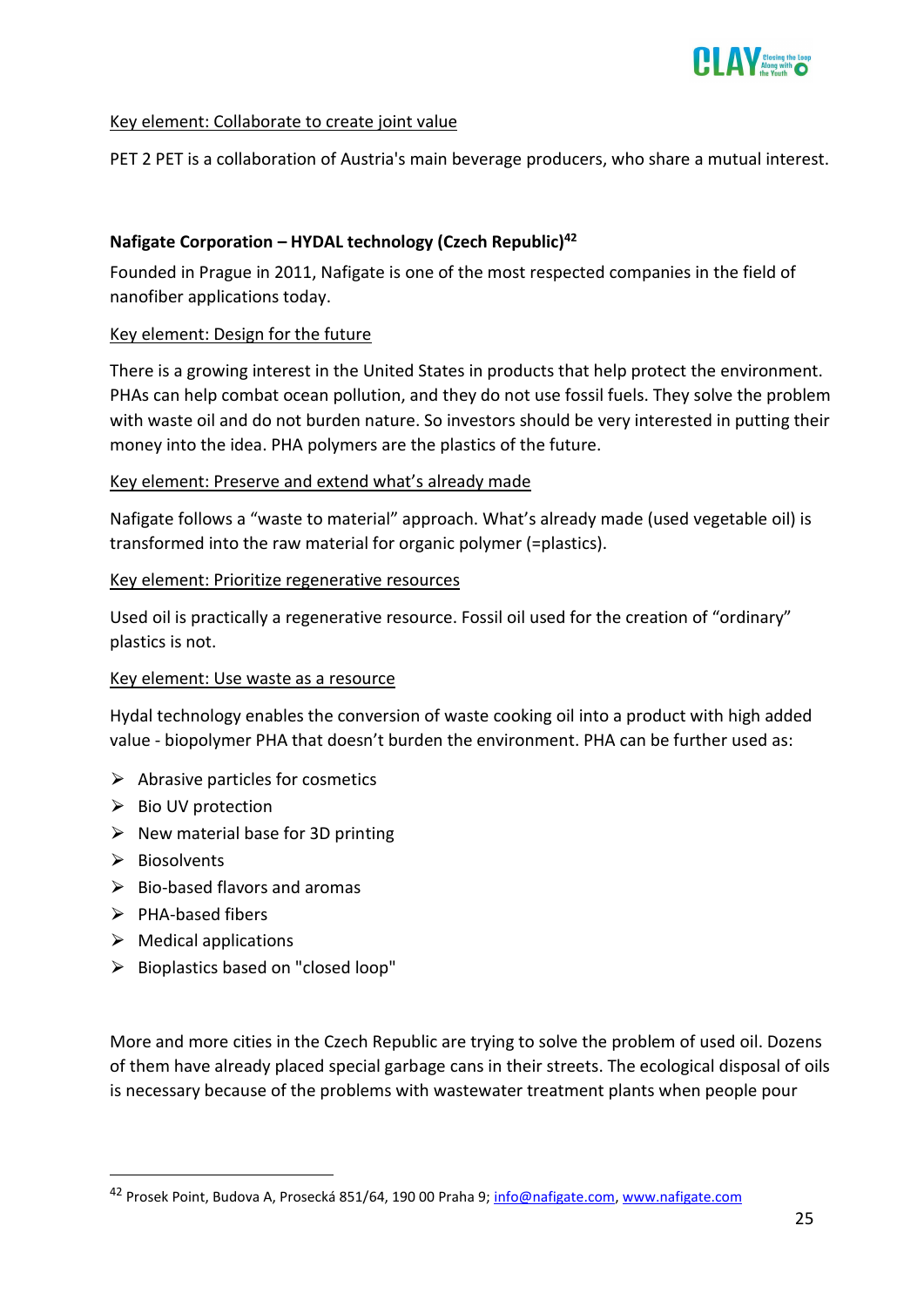Key element: Collaborate to create joint value

PET 2 PET is a collaboration of Austria's main beverage producers, who share a mutual interest.

**Nafigate Corporation – HYDAL technology (Czech Republic)[42]**

Founded in Prague in 2011, Nafigate is one of the most respected companies in the field of nanofiber applications today.

Key element: Design for the future

There is a growing interest in the United States in products that help protect the environment. PHAs can help combat ocean pollution, and they do not use fossil fuels. They solve the problem with waste oil and do not burden nature. So investors should be very interested in putting their money into the idea. PHA polymers are the plastics of the future.

Key element: Preserve and extend what's already made

Nafigate follows a "waste to material" approach. What's already made (used vegetable oil) is transformed into the raw material for organic polymer (=plastics).

Key element: Prioritize regenerative resources

Used oil is practically a regenerative resource. Fossil oil used for the creation of "ordinary" plastics is not.

Key element: Use waste as a resource

Hydal technology enables the conversion of waste cooking oil into a product with high added value - biopolymer PHA that doesn't burden the environment. PHA can be further used as:

- Abrasive particles for cosmetics
- Bio UV protection
- New material base for 3D printing
- Biosolvents
- Bio-based flavors and aromas
- PHA-based fibers
- Medical applications
- Bioplastics based on "closed loop"

More and more cities in the Czech Republic are trying to solve the problem of used oil. Dozens of them have already placed special garbage cans in their streets. The ecological disposal of oils is necessary because of the problems with wastewater treatment plants when people pour

[42] Prosek Point, Budova A, Prosecká 851/64, 190 00 Praha 9; info@nafigate.com, www.nafigate.com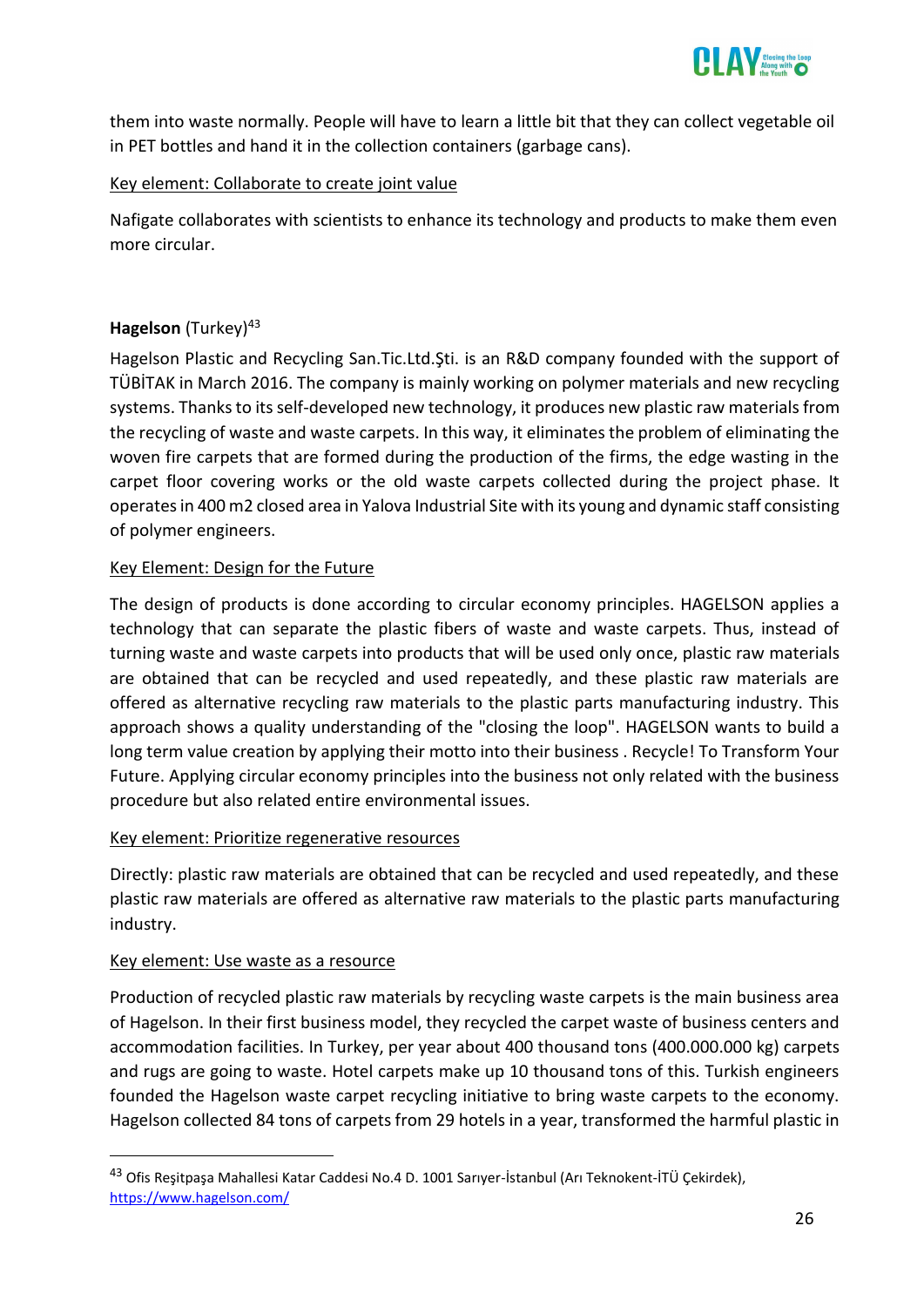them into waste normally. People will have to learn a little bit that they can collect vegetable oil in PET bottles and hand it in the collection containers (garbage cans).

Key element: Collaborate to create joint value

Nafigate collaborates with scientists to enhance its technology and products to make them even more circular.

**Hagelson** (Turkey)[43]

Hagelson Plastic and Recycling San.Tic.Ltd.Şti. is an R&D company founded with the support of TÜBİTAK in March 2016. The company is mainly working on polymer materials and new recycling systems. Thanks to its self-developed new technology, it produces new plastic raw materials from the recycling of waste and waste carpets. In this way, it eliminates the problem of eliminating the woven fire carpets that are formed during the production of the firms, the edge wasting in the carpet floor covering works or the old waste carpets collected during the project phase. It operates in 400 m2 closed area in Yalova Industrial Site with its young and dynamic staff consisting of polymer engineers.

Key Element: Design for the Future

The design of products is done according to circular economy principles. HAGELSON applies a technology that can separate the plastic fibers of waste and waste carpets. Thus, instead of turning waste and waste carpets into products that will be used only once, plastic raw materials are obtained that can be recycled and used repeatedly, and these plastic raw materials are offered as alternative recycling raw materials to the plastic parts manufacturing industry. This approach shows a quality understanding of the "closing the loop". HAGELSON wants to build a long term value creation by applying their motto into their business . Recycle! To Transform Your Future. Applying circular economy principles into the business not only related with the business procedure but also related entire environmental issues.

Key element: Prioritize regenerative resources

Directly: plastic raw materials are obtained that can be recycled and used repeatedly, and these plastic raw materials are offered as alternative raw materials to the plastic parts manufacturing industry.

Key element: Use waste as a resource

Production of recycled plastic raw materials by recycling waste carpets is the main business area of Hagelson. In their first business model, they recycled the carpet waste of business centers and accommodation facilities. In Turkey, per year about 400 thousand tons (400.000.000 kg) carpets and rugs are going to waste. Hotel carpets make up 10 thousand tons of this. Turkish engineers founded the Hagelson waste carpet recycling initiative to bring waste carpets to the economy. Hagelson collected 84 tons of carpets from 29 hotels in a year, transformed the harmful plastic in

---

[43] Ofis Reşitpaşa Mahallesi Katar Caddesi No.4 D. 1001 Sarıyer-İstanbul (Arı Teknokent-İTÜ Çekirdek), https://www.hagelson.com/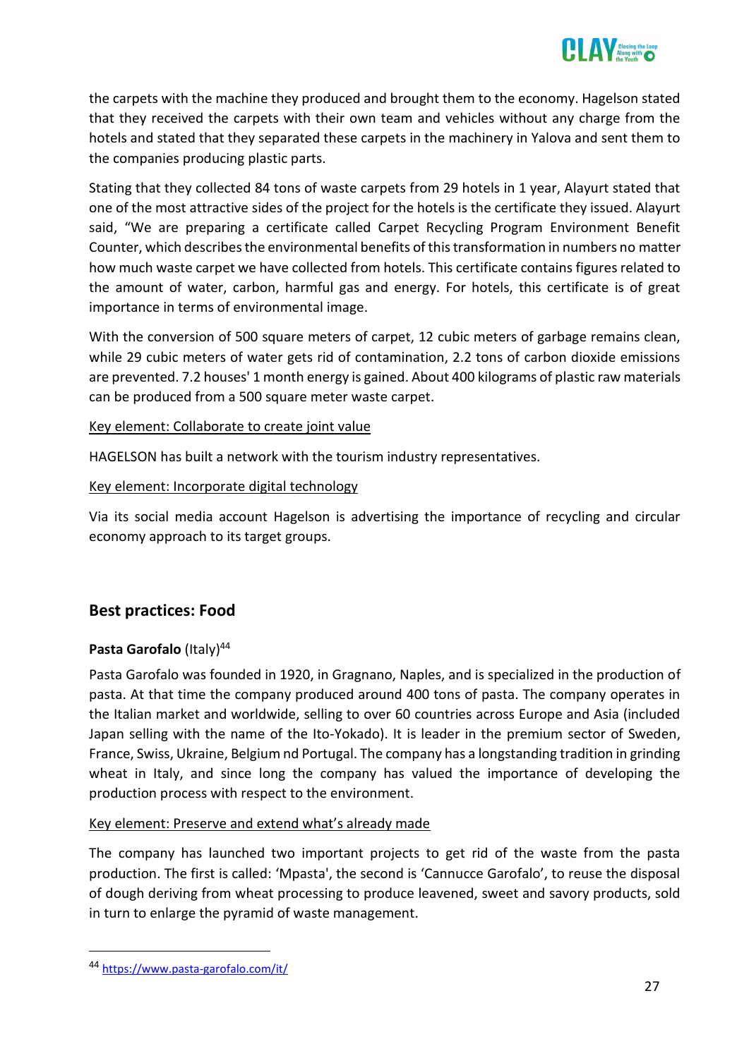the carpets with the machine they produced and brought them to the economy. Hagelson stated that they received the carpets with their own team and vehicles without any charge from the hotels and stated that they separated these carpets in the machinery in Yalova and sent them to the companies producing plastic parts.

Stating that they collected 84 tons of waste carpets from 29 hotels in 1 year, Alayurt stated that one of the most attractive sides of the project for the hotels is the certificate they issued. Alayurt said, "We are preparing a certificate called Carpet Recycling Program Environment Benefit Counter, which describes the environmental benefits of this transformation in numbers no matter how much waste carpet we have collected from hotels. This certificate contains figures related to the amount of water, carbon, harmful gas and energy. For hotels, this certificate is of great importance in terms of environmental image.

With the conversion of 500 square meters of carpet, 12 cubic meters of garbage remains clean, while 29 cubic meters of water gets rid of contamination, 2.2 tons of carbon dioxide emissions are prevented. 7.2 houses' 1 month energy is gained. About 400 kilograms of plastic raw materials can be produced from a 500 square meter waste carpet.

Key element: Collaborate to create joint value

HAGELSON has built a network with the tourism industry representatives.

Key element: Incorporate digital technology

Via its social media account Hagelson is advertising the importance of recycling and circular economy approach to its target groups.

## Best practices: Food

**Pasta Garofalo** (Italy)[44]

Pasta Garofalo was founded in 1920, in Gragnano, Naples, and is specialized in the production of pasta. At that time the company produced around 400 tons of pasta. The company operates in the Italian market and worldwide, selling to over 60 countries across Europe and Asia (included Japan selling with the name of the Ito-Yokado). It is leader in the premium sector of Sweden, France, Swiss, Ukraine, Belgium nd Portugal. The company has a longstanding tradition in grinding wheat in Italy, and since long the company has valued the importance of developing the production process with respect to the environment.

Key element: Preserve and extend what's already made

The company has launched two important projects to get rid of the waste from the pasta production. The first is called: 'Mpasta', the second is 'Cannucce Garofalo', to reuse the disposal of dough deriving from wheat processing to produce leavened, sweet and savory products, sold in turn to enlarge the pyramid of waste management.

[44] https://www.pasta-garofalo.com/it/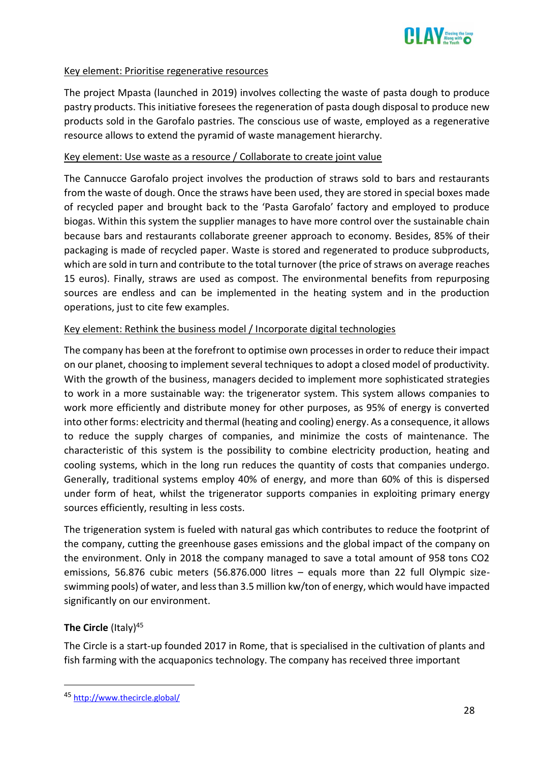Key element: Prioritise regenerative resources

The project Mpasta (launched in 2019) involves collecting the waste of pasta dough to produce pastry products. This initiative foresees the regeneration of pasta dough disposal to produce new products sold in the Garofalo pastries. The conscious use of waste, employed as a regenerative resource allows to extend the pyramid of waste management hierarchy.

Key element: Use waste as a resource / Collaborate to create joint value

The Cannucce Garofalo project involves the production of straws sold to bars and restaurants from the waste of dough. Once the straws have been used, they are stored in special boxes made of recycled paper and brought back to the 'Pasta Garofalo' factory and employed to produce biogas. Within this system the supplier manages to have more control over the sustainable chain because bars and restaurants collaborate greener approach to economy. Besides, 85% of their packaging is made of recycled paper. Waste is stored and regenerated to produce subproducts, which are sold in turn and contribute to the total turnover (the price of straws on average reaches 15 euros). Finally, straws are used as compost. The environmental benefits from repurposing sources are endless and can be implemented in the heating system and in the production operations, just to cite few examples.

Key element: Rethink the business model / Incorporate digital technologies

The company has been at the forefront to optimise own processes in order to reduce their impact on our planet, choosing to implement several techniques to adopt a closed model of productivity. With the growth of the business, managers decided to implement more sophisticated strategies to work in a more sustainable way: the trigenerator system. This system allows companies to work more efficiently and distribute money for other purposes, as 95% of energy is converted into other forms: electricity and thermal (heating and cooling) energy. As a consequence, it allows to reduce the supply charges of companies, and minimize the costs of maintenance. The characteristic of this system is the possibility to combine electricity production, heating and cooling systems, which in the long run reduces the quantity of costs that companies undergo. Generally, traditional systems employ 40% of energy, and more than 60% of this is dispersed under form of heat, whilst the trigenerator supports companies in exploiting primary energy sources efficiently, resulting in less costs.

The trigeneration system is fueled with natural gas which contributes to reduce the footprint of the company, cutting the greenhouse gases emissions and the global impact of the company on the environment. Only in 2018 the company managed to save a total amount of 958 tons CO2 emissions, 56.876 cubic meters (56.876.000 litres – equals more than 22 full Olympic size-swimming pools) of water, and less than 3.5 million kw/ton of energy, which would have impacted significantly on our environment.

**The Circle** (Italy)[45]

The Circle is a start-up founded 2017 in Rome, that is specialised in the cultivation of plants and fish farming with the acquaponics technology. The company has received three important

[45] http://www.thecircle.global/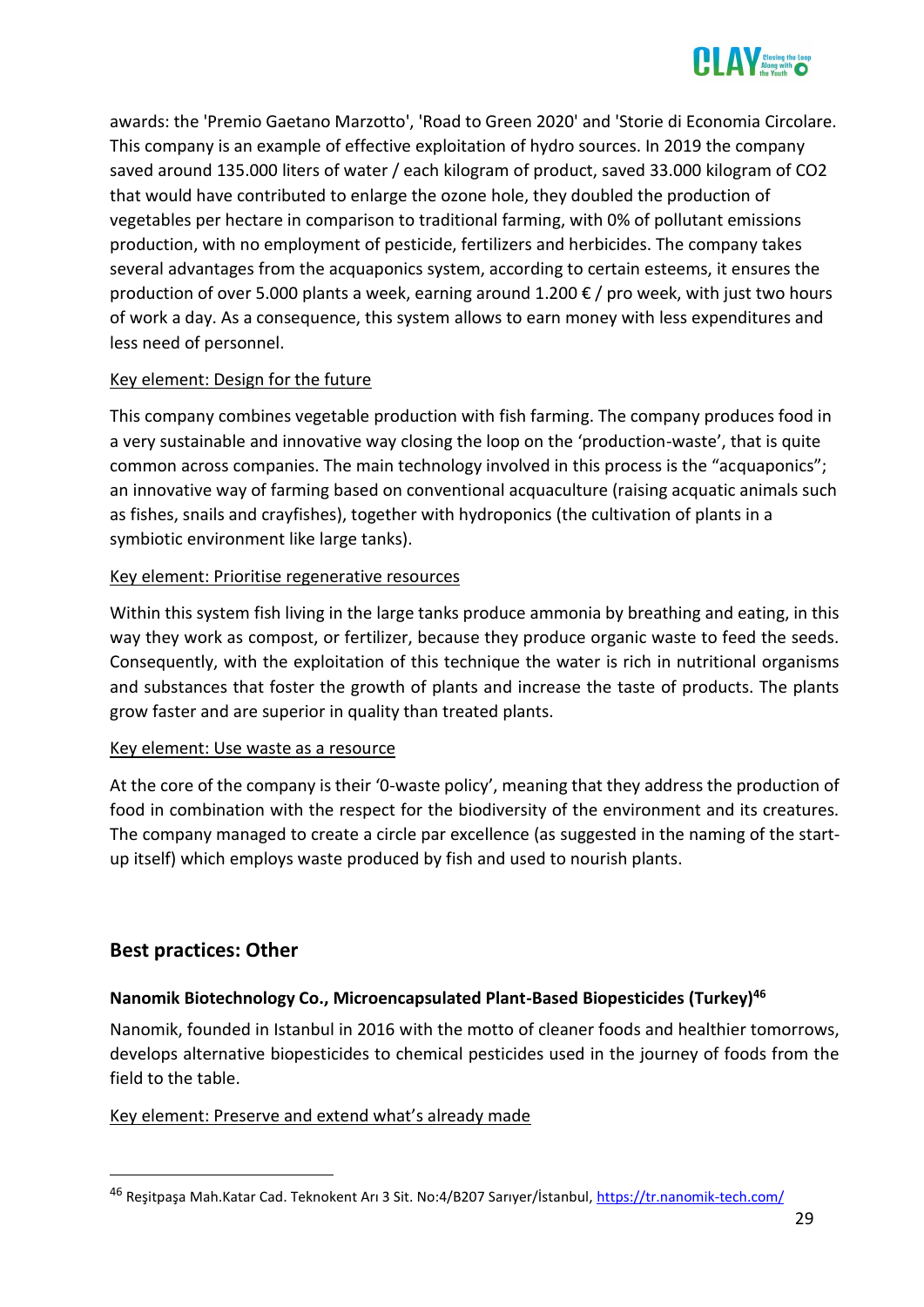awards: the 'Premio Gaetano Marzotto', 'Road to Green 2020' and 'Storie di Economia Circolare. This company is an example of effective exploitation of hydro sources. In 2019 the company saved around 135.000 liters of water / each kilogram of product, saved 33.000 kilogram of CO2 that would have contributed to enlarge the ozone hole, they doubled the production of vegetables per hectare in comparison to traditional farming, with 0% of pollutant emissions production, with no employment of pesticide, fertilizers and herbicides. The company takes several advantages from the acquaponics system, according to certain esteems, it ensures the production of over 5.000 plants a week, earning around 1.200 € / pro week, with just two hours of work a day. As a consequence, this system allows to earn money with less expenditures and less need of personnel.

Key element: Design for the future

This company combines vegetable production with fish farming. The company produces food in a very sustainable and innovative way closing the loop on the 'production-waste', that is quite common across companies. The main technology involved in this process is the "acquaponics"; an innovative way of farming based on conventional acquaculture (raising acquatic animals such as fishes, snails and crayfishes), together with hydroponics (the cultivation of plants in a symbiotic environment like large tanks).

Key element: Prioritise regenerative resources

Within this system fish living in the large tanks produce ammonia by breathing and eating, in this way they work as compost, or fertilizer, because they produce organic waste to feed the seeds. Consequently, with the exploitation of this technique the water is rich in nutritional organisms and substances that foster the growth of plants and increase the taste of products. The plants grow faster and are superior in quality than treated plants.

Key element: Use waste as a resource

At the core of the company is their '0-waste policy', meaning that they address the production of food in combination with the respect for the biodiversity of the environment and its creatures. The company managed to create a circle par excellence (as suggested in the naming of the start-up itself) which employs waste produced by fish and used to nourish plants.

## Best practices: Other

### Nanomik Biotechnology Co., Microencapsulated Plant-Based Biopesticides (Turkey)[46]

Nanomik, founded in Istanbul in 2016 with the motto of cleaner foods and healthier tomorrows, develops alternative biopesticides to chemical pesticides used in the journey of foods from the field to the table.

Key element: Preserve and extend what's already made

[46] Reşitpaşa Mah.Katar Cad. Teknokent Arı 3 Sit. No:4/B207 Sarıyer/İstanbul, https://tr.nanomik-tech.com/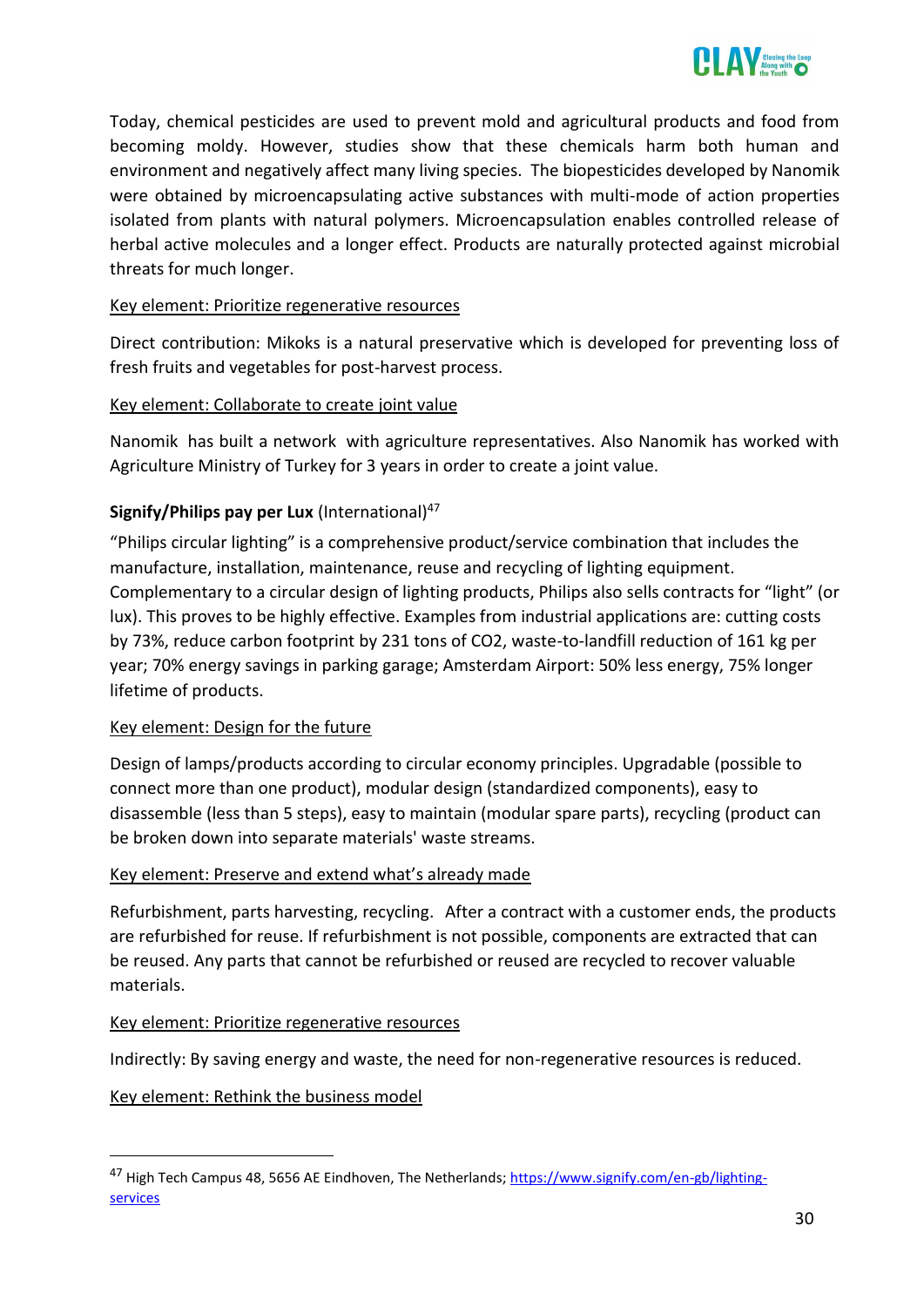Today, chemical pesticides are used to prevent mold and agricultural products and food from becoming moldy. However, studies show that these chemicals harm both human and environment and negatively affect many living species. The biopesticides developed by Nanomik were obtained by microencapsulating active substances with multi-mode of action properties isolated from plants with natural polymers. Microencapsulation enables controlled release of herbal active molecules and a longer effect. Products are naturally protected against microbial threats for much longer.

Key element: Prioritize regenerative resources

Direct contribution: Mikoks is a natural preservative which is developed for preventing loss of fresh fruits and vegetables for post-harvest process.

Key element: Collaborate to create joint value

Nanomik has built a network with agriculture representatives. Also Nanomik has worked with Agriculture Ministry of Turkey for 3 years in order to create a joint value.

**Signify/Philips pay per Lux** (International)[47]

"Philips circular lighting" is a comprehensive product/service combination that includes the manufacture, installation, maintenance, reuse and recycling of lighting equipment. Complementary to a circular design of lighting products, Philips also sells contracts for "light" (or lux). This proves to be highly effective. Examples from industrial applications are: cutting costs by 73%, reduce carbon footprint by 231 tons of CO2, waste-to-landfill reduction of 161 kg per year; 70% energy savings in parking garage; Amsterdam Airport: 50% less energy, 75% longer lifetime of products.

Key element: Design for the future

Design of lamps/products according to circular economy principles. Upgradable (possible to connect more than one product), modular design (standardized components), easy to disassemble (less than 5 steps), easy to maintain (modular spare parts), recycling (product can be broken down into separate materials' waste streams.

Key element: Preserve and extend what's already made

Refurbishment, parts harvesting, recycling. After a contract with a customer ends, the products are refurbished for reuse. If refurbishment is not possible, components are extracted that can be reused. Any parts that cannot be refurbished or reused are recycled to recover valuable materials.

Key element: Prioritize regenerative resources

Indirectly: By saving energy and waste, the need for non-regenerative resources is reduced.

Key element: Rethink the business model

---

[47] High Tech Campus 48, 5656 AE Eindhoven, The Netherlands; https://www.signify.com/en-gb/lighting-services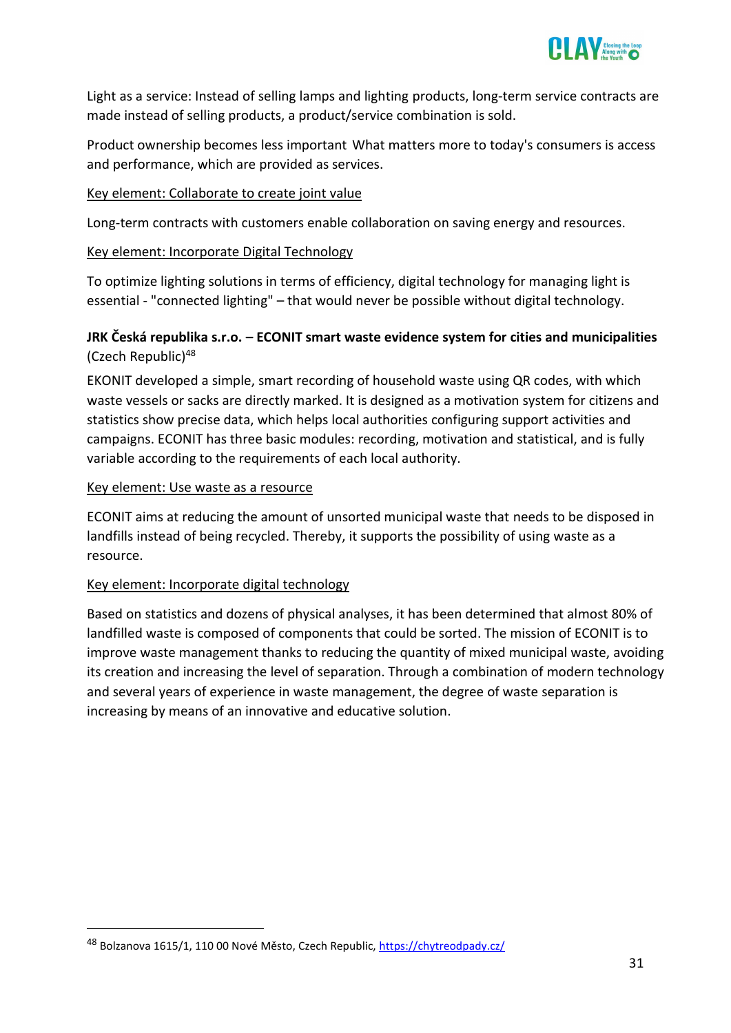Light as a service: Instead of selling lamps and lighting products, long-term service contracts are made instead of selling products, a product/service combination is sold.

Product ownership becomes less important What matters more to today's consumers is access and performance, which are provided as services.

<u>Key element: Collaborate to create joint value</u>

Long-term contracts with customers enable collaboration on saving energy and resources.

<u>Key element: Incorporate Digital Technology</u>

To optimize lighting solutions in terms of efficiency, digital technology for managing light is essential - "connected lighting" – that would never be possible without digital technology.

**JRK Česká republika s.r.o. – ECONIT smart waste evidence system for cities and municipalities** (Czech Republic)[48]

EKONIT developed a simple, smart recording of household waste using QR codes, with which waste vessels or sacks are directly marked. It is designed as a motivation system for citizens and statistics show precise data, which helps local authorities configuring support activities and campaigns. ECONIT has three basic modules: recording, motivation and statistical, and is fully variable according to the requirements of each local authority.

<u>Key element: Use waste as a resource</u>

ECONIT aims at reducing the amount of unsorted municipal waste that needs to be disposed in landfills instead of being recycled. Thereby, it supports the possibility of using waste as a resource.

<u>Key element: Incorporate digital technology</u>

Based on statistics and dozens of physical analyses, it has been determined that almost 80% of landfilled waste is composed of components that could be sorted. The mission of ECONIT is to improve waste management thanks to reducing the quantity of mixed municipal waste, avoiding its creation and increasing the level of separation. Through a combination of modern technology and several years of experience in waste management, the degree of waste separation is increasing by means of an innovative and educative solution.

---

[48] Bolzanova 1615/1, 110 00 Nové Město, Czech Republic, https://chytreodpady.cz/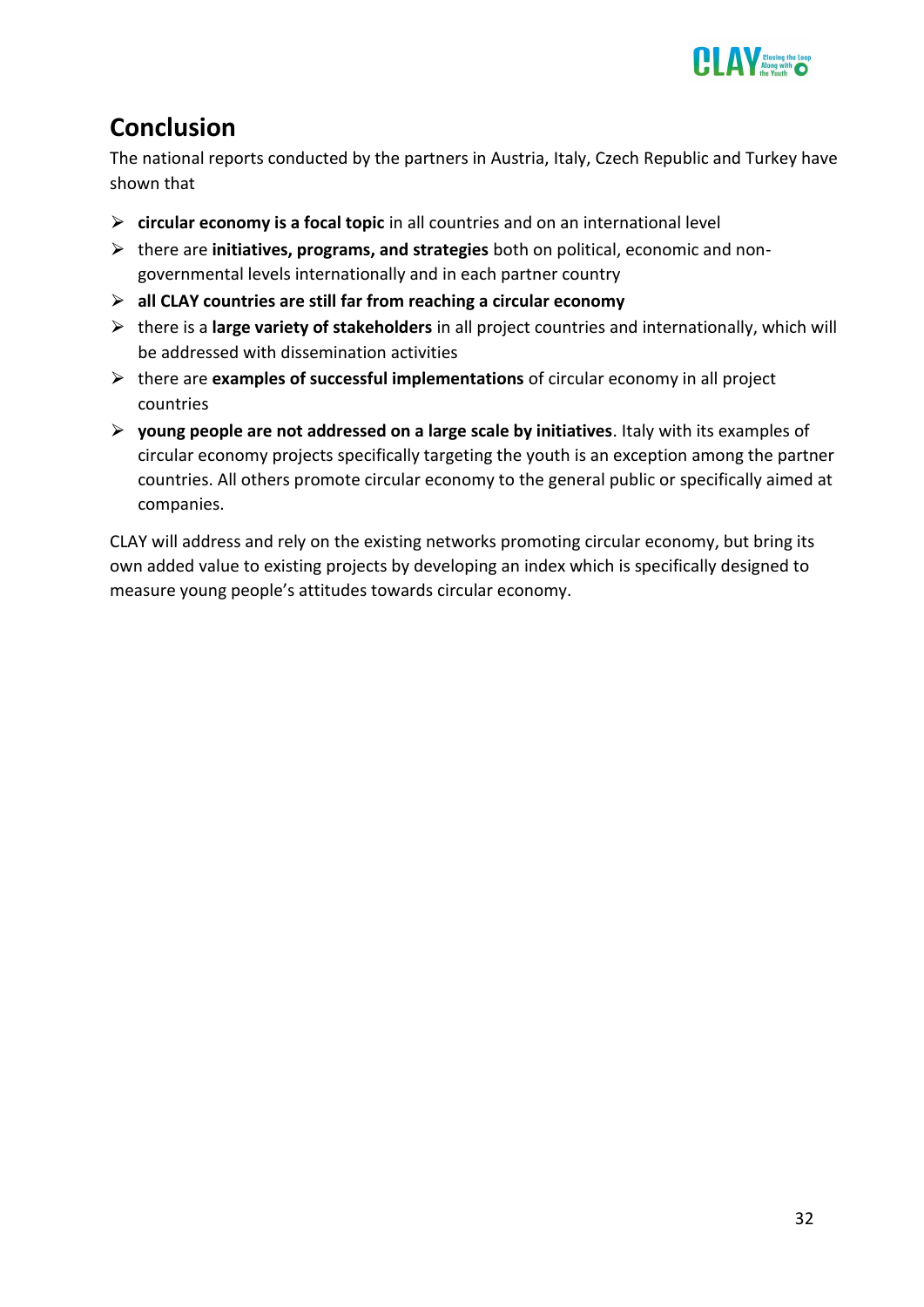# Conclusion

The national reports conducted by the partners in Austria, Italy, Czech Republic and Turkey have shown that

- **circular economy is a focal topic** in all countries and on an international level
- there are **initiatives, programs, and strategies** both on political, economic and non-governmental levels internationally and in each partner country
- **all CLAY countries are still far from reaching a circular economy**
- there is a **large variety of stakeholders** in all project countries and internationally, which will be addressed with dissemination activities
- there are **examples of successful implementations** of circular economy in all project countries
- **young people are not addressed on a large scale by initiatives**. Italy with its examples of circular economy projects specifically targeting the youth is an exception among the partner countries. All others promote circular economy to the general public or specifically aimed at companies.

CLAY will address and rely on the existing networks promoting circular economy, but bring its own added value to existing projects by developing an index which is specifically designed to measure young people's attitudes towards circular economy.